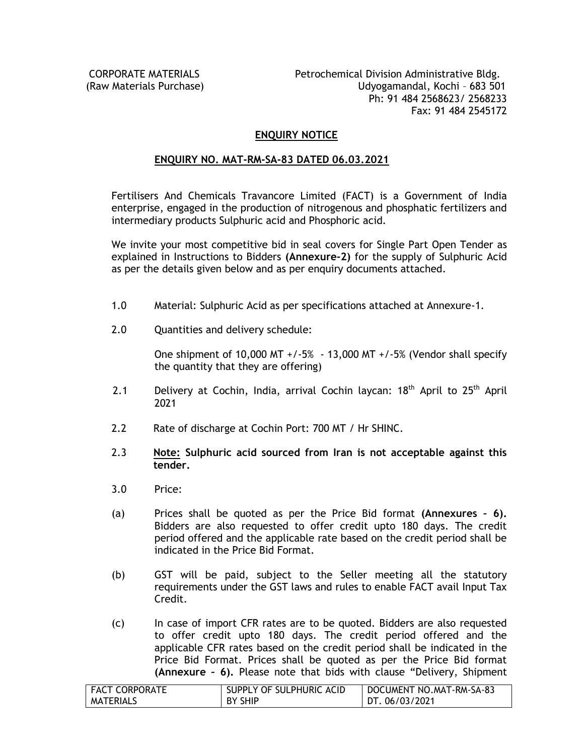CORPORATE MATERIALS
(Raw Materials Purchase)

Petrochemical Division Administrative Bldg.
Udyogamandal, Kochi – 683 501
Ph: 91 484 2568623/ 2568233
Fax: 91 484 2545172

## ENQUIRY NOTICE

### ENQUIRY NO. MAT-RM-SA-83 DATED 06.03.2021

Fertilisers And Chemicals Travancore Limited (FACT) is a Government of India enterprise, engaged in the production of nitrogenous and phosphatic fertilizers and intermediary products Sulphuric acid and Phosphoric acid.

We invite your most competitive bid in seal covers for Single Part Open Tender as explained in Instructions to Bidders **(Annexure-2)** for the supply of Sulphuric Acid as per the details given below and as per enquiry documents attached.

1.0 Material: Sulphuric Acid as per specifications attached at Annexure-1.

2.0 Quantities and delivery schedule:

One shipment of 10,000 MT +/-5% - 13,000 MT +/-5% (Vendor shall specify the quantity that they are offering)

2.1 Delivery at Cochin, India, arrival Cochin laycan: 18th April to 25th April 2021

2.2 Rate of discharge at Cochin Port: 700 MT / Hr SHINC.

2.3 **Note: Sulphuric acid sourced from Iran is not acceptable against this tender.**

3.0 Price:

(a) Prices shall be quoted as per the Price Bid format **(Annexures – 6).** Bidders are also requested to offer credit upto 180 days. The credit period offered and the applicable rate based on the credit period shall be indicated in the Price Bid Format.

(b) GST will be paid, subject to the Seller meeting all the statutory requirements under the GST laws and rules to enable FACT avail Input Tax Credit.

(c) In case of import CFR rates are to be quoted. Bidders are also requested to offer credit upto 180 days. The credit period offered and the applicable CFR rates based on the credit period shall be indicated in the Price Bid Format. Prices shall be quoted as per the Price Bid format **(Annexure – 6).** Please note that bids with clause "Delivery, Shipment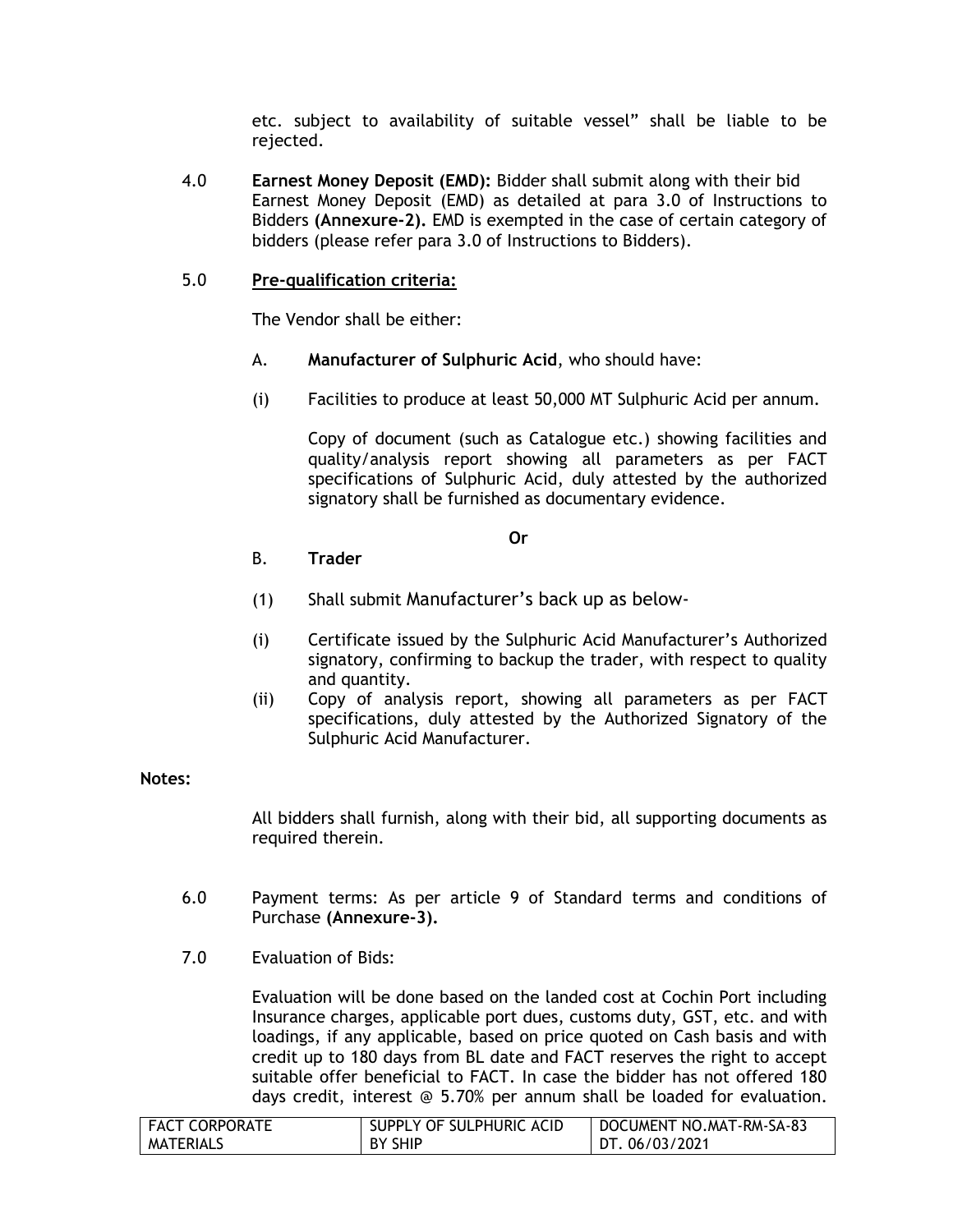etc. subject to availability of suitable vessel" shall be liable to be rejected.

4.0 **Earnest Money Deposit (EMD):** Bidder shall submit along with their bid Earnest Money Deposit (EMD) as detailed at para 3.0 of Instructions to Bidders **(Annexure-2).** EMD is exempted in the case of certain category of bidders (please refer para 3.0 of Instructions to Bidders).

5.0 **Pre-qualification criteria:**

The Vendor shall be either:

A. **Manufacturer of Sulphuric Acid**, who should have:

(i) Facilities to produce at least 50,000 MT Sulphuric Acid per annum.

Copy of document (such as Catalogue etc.) showing facilities and quality/analysis report showing all parameters as per FACT specifications of Sulphuric Acid, duly attested by the authorized signatory shall be furnished as documentary evidence.

**Or**

B. **Trader**

(1) Shall submit Manufacturer's back up as below-

(i) Certificate issued by the Sulphuric Acid Manufacturer's Authorized signatory, confirming to backup the trader, with respect to quality and quantity.

(ii) Copy of analysis report, showing all parameters as per FACT specifications, duly attested by the Authorized Signatory of the Sulphuric Acid Manufacturer.

**Notes:**

All bidders shall furnish, along with their bid, all supporting documents as required therein.

6.0 Payment terms: As per article 9 of Standard terms and conditions of Purchase **(Annexure-3).**

7.0 Evaluation of Bids:

Evaluation will be done based on the landed cost at Cochin Port including Insurance charges, applicable port dues, customs duty, GST, etc. and with loadings, if any applicable, based on price quoted on Cash basis and with credit up to 180 days from BL date and FACT reserves the right to accept suitable offer beneficial to FACT. In case the bidder has not offered 180 days credit, interest @ 5.70% per annum shall be loaded for evaluation.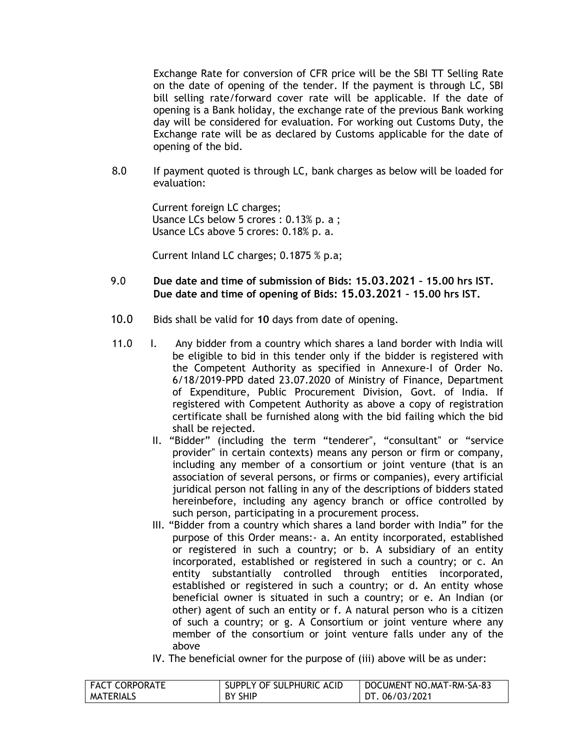Exchange Rate for conversion of CFR price will be the SBI TT Selling Rate on the date of opening of the tender. If the payment is through LC, SBI bill selling rate/forward cover rate will be applicable. If the date of opening is a Bank holiday, the exchange rate of the previous Bank working day will be considered for evaluation. For working out Customs Duty, the Exchange rate will be as declared by Customs applicable for the date of opening of the bid.

8.0 If payment quoted is through LC, bank charges as below will be loaded for evaluation:

Current foreign LC charges;
Usance LCs below 5 crores : 0.13% p. a ;
Usance LCs above 5 crores: 0.18% p. a.

Current Inland LC charges; 0.1875 % p.a;

9.0 **Due date and time of submission of Bids: 15.03.2021 – 15.00 hrs IST.**
**Due date and time of opening of Bids: 15.03.2021 – 15.00 hrs IST.**

10.0 Bids shall be valid for **10** days from date of opening.

11.0 I. Any bidder from a country which shares a land border with India will be eligible to bid in this tender only if the bidder is registered with the Competent Authority as specified in Annexure-I of Order No. 6/18/2019-PPD dated 23.07.2020 of Ministry of Finance, Department of Expenditure, Public Procurement Division, Govt. of India. If registered with Competent Authority as above a copy of registration certificate shall be furnished along with the bid failing which the bid shall be rejected.

II. "Bidder" (including the term "tenderer", "consultant" or "service provider" in certain contexts) means any person or firm or company, including any member of a consortium or joint venture (that is an association of several persons, or firms or companies), every artificial juridical person not falling in any of the descriptions of bidders stated hereinbefore, including any agency branch or office controlled by such person, participating in a procurement process.

III. "Bidder from a country which shares a land border with India" for the purpose of this Order means:- a. An entity incorporated, established or registered in such a country; or b. A subsidiary of an entity incorporated, established or registered in such a country; or c. An entity substantially controlled through entities incorporated, established or registered in such a country; or d. An entity whose beneficial owner is situated in such a country; or e. An Indian (or other) agent of such an entity or f. A natural person who is a citizen of such a country; or g. A Consortium or joint venture where any member of the consortium or joint venture falls under any of the above

IV. The beneficial owner for the purpose of (iii) above will be as under: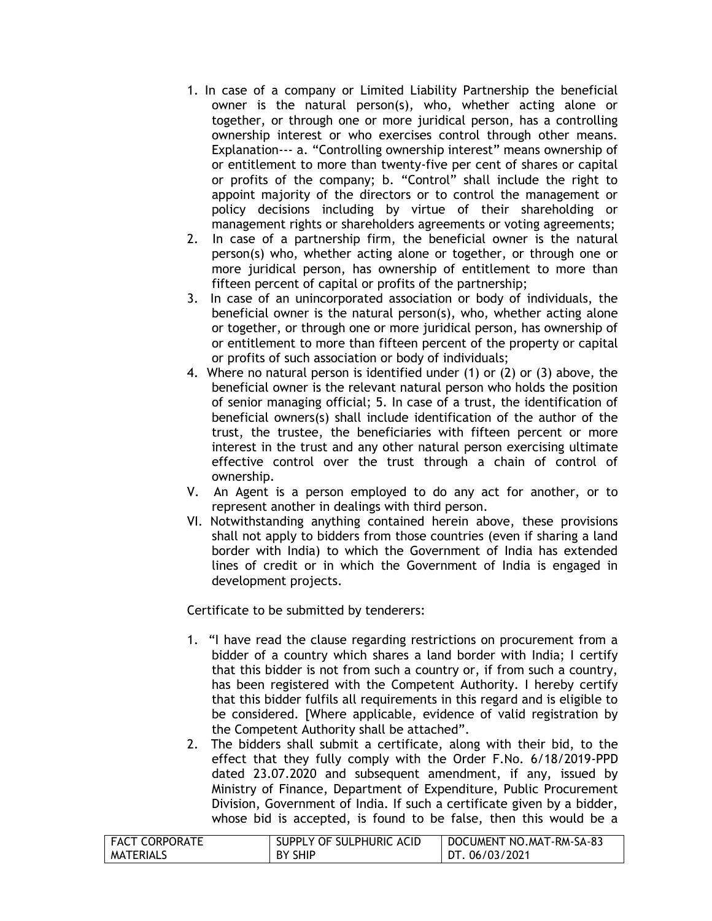1. In case of a company or Limited Liability Partnership the beneficial owner is the natural person(s), who, whether acting alone or together, or through one or more juridical person, has a controlling ownership interest or who exercises control through other means. Explanation--- a. "Controlling ownership interest" means ownership of or entitlement to more than twenty-five per cent of shares or capital or profits of the company; b. "Control" shall include the right to appoint majority of the directors or to control the management or policy decisions including by virtue of their shareholding or management rights or shareholders agreements or voting agreements;
2. In case of a partnership firm, the beneficial owner is the natural person(s) who, whether acting alone or together, or through one or more juridical person, has ownership of entitlement to more than fifteen percent of capital or profits of the partnership;
3. In case of an unincorporated association or body of individuals, the beneficial owner is the natural person(s), who, whether acting alone or together, or through one or more juridical person, has ownership of or entitlement to more than fifteen percent of the property or capital or profits of such association or body of individuals;
4. Where no natural person is identified under (1) or (2) or (3) above, the beneficial owner is the relevant natural person who holds the position of senior managing official; 5. In case of a trust, the identification of beneficial owners(s) shall include identification of the author of the trust, the trustee, the beneficiaries with fifteen percent or more interest in the trust and any other natural person exercising ultimate effective control over the trust through a chain of control of ownership.

V. An Agent is a person employed to do any act for another, or to represent another in dealings with third person.

VI. Notwithstanding anything contained herein above, these provisions shall not apply to bidders from those countries (even if sharing a land border with India) to which the Government of India has extended lines of credit or in which the Government of India is engaged in development projects.

Certificate to be submitted by tenderers:

1. "I have read the clause regarding restrictions on procurement from a bidder of a country which shares a land border with India; I certify that this bidder is not from such a country or, if from such a country, has been registered with the Competent Authority. I hereby certify that this bidder fulfils all requirements in this regard and is eligible to be considered. [Where applicable, evidence of valid registration by the Competent Authority shall be attached".
2. The bidders shall submit a certificate, along with their bid, to the effect that they fully comply with the Order F.No. 6/18/2019-PPD dated 23.07.2020 and subsequent amendment, if any, issued by Ministry of Finance, Department of Expenditure, Public Procurement Division, Government of India. If such a certificate given by a bidder, whose bid is accepted, is found to be false, then this would be a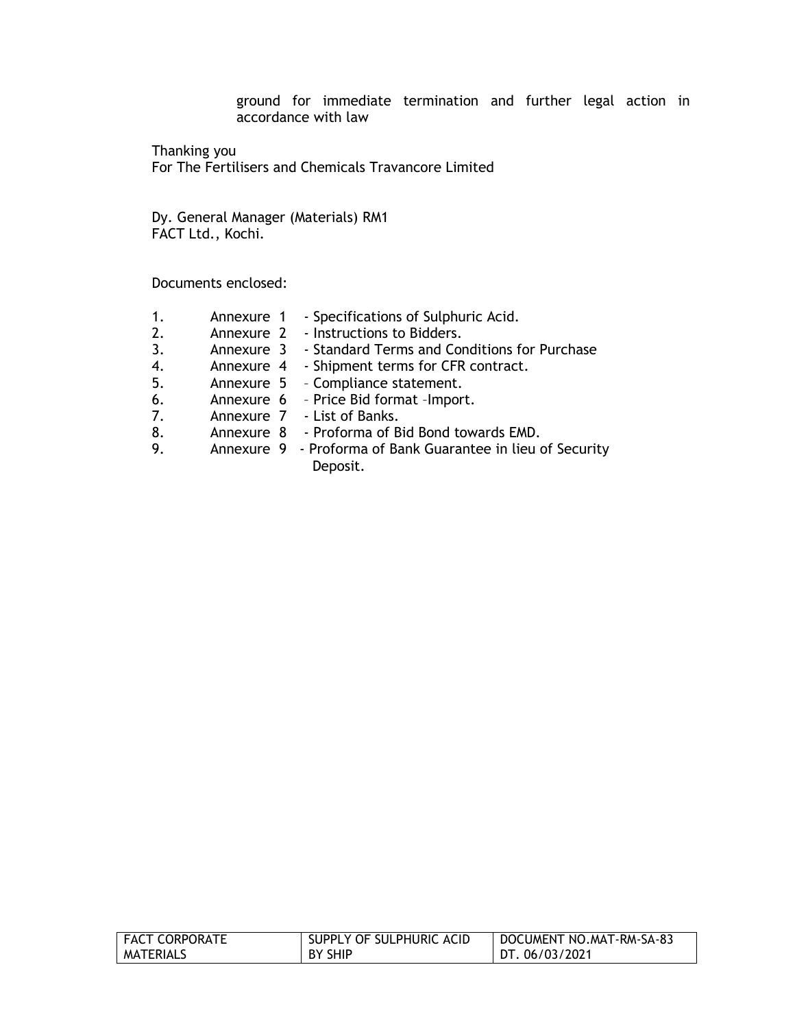ground for immediate termination and further legal action in accordance with law

Thanking you
For The Fertilisers and Chemicals Travancore Limited

Dy. General Manager (Materials) RM1
FACT Ltd., Kochi.

Documents enclosed:

1. Annexure 1 - Specifications of Sulphuric Acid.
2. Annexure 2 - Instructions to Bidders.
3. Annexure 3 - Standard Terms and Conditions for Purchase
4. Annexure 4 - Shipment terms for CFR contract.
5. Annexure 5 – Compliance statement.
6. Annexure 6 – Price Bid format –Import.
7. Annexure 7 - List of Banks.
8. Annexure 8 - Proforma of Bid Bond towards EMD.
9. Annexure 9 - Proforma of Bank Guarantee in lieu of Security Deposit.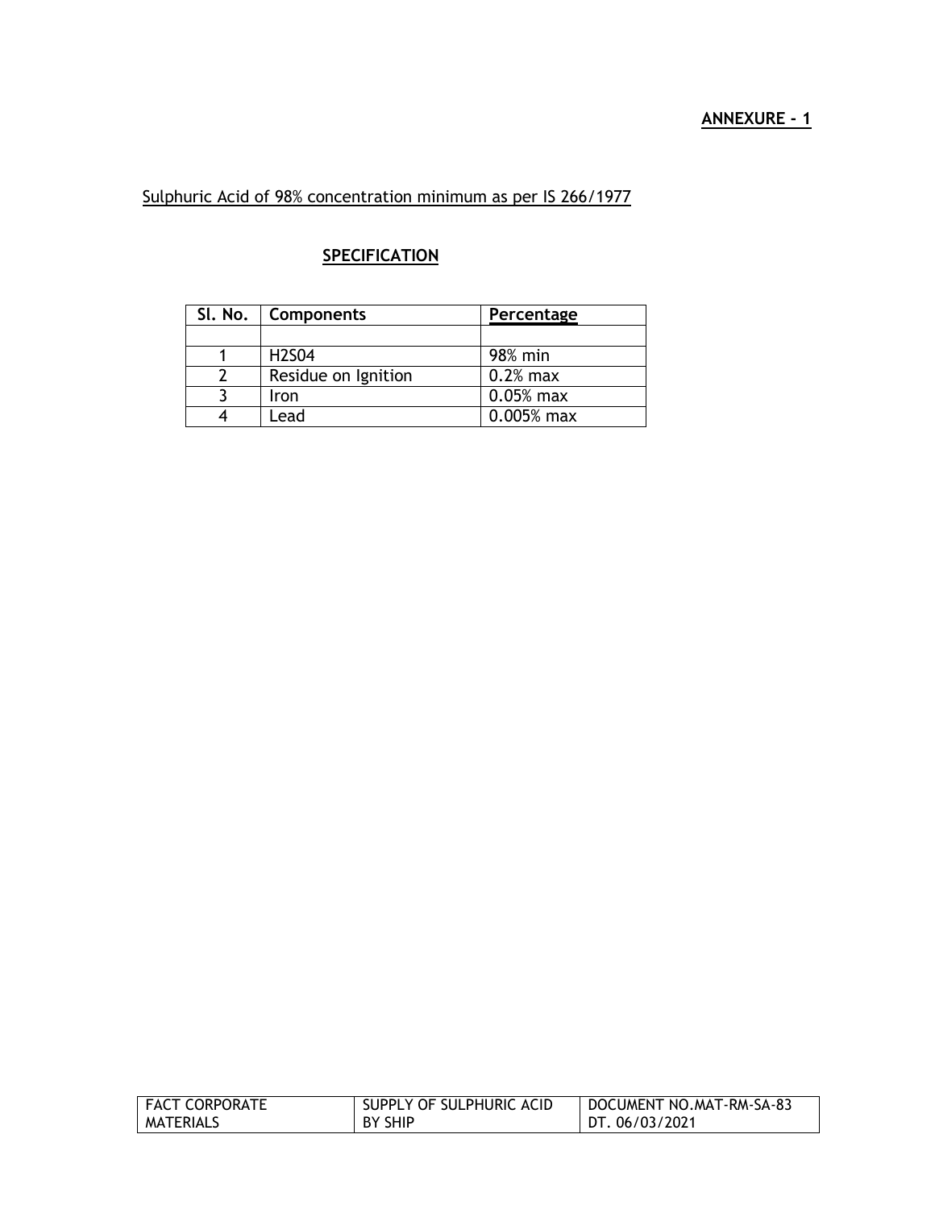**ANNEXURE - 1**

Sulphuric Acid of 98% concentration minimum as per IS 266/1977

## SPECIFICATION

| Sl. No. | Components | Percentage |
|---|---|---|
| | | |
| 1 | H2S04 | 98% min |
| 2 | Residue on Ignition | 0.2% max |
| 3 | Iron | 0.05% max |
| 4 | Lead | 0.005% max |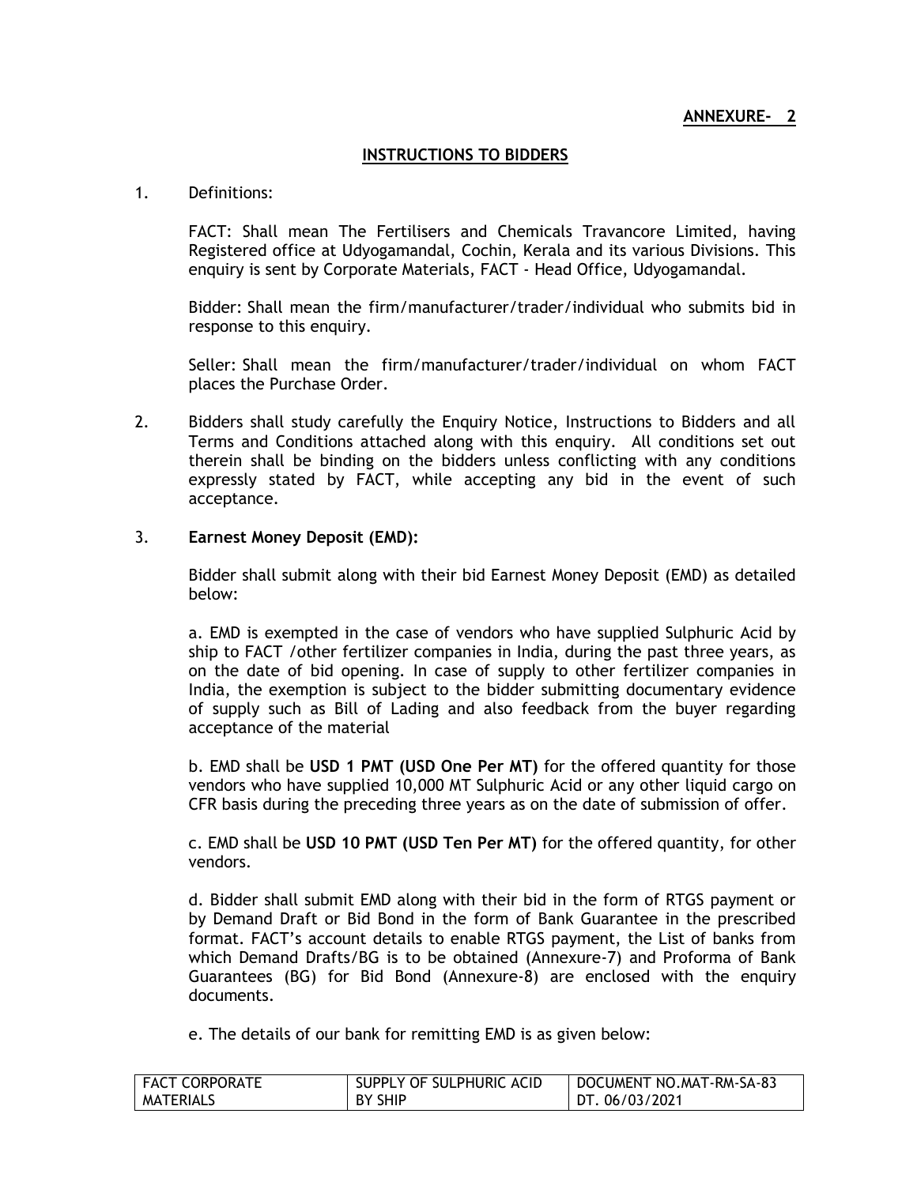**ANNEXURE- 2**

## INSTRUCTIONS TO BIDDERS

1. Definitions:

   FACT: Shall mean The Fertilisers and Chemicals Travancore Limited, having Registered office at Udyogamandal, Cochin, Kerala and its various Divisions. This enquiry is sent by Corporate Materials, FACT - Head Office, Udyogamandal.

   Bidder: Shall mean the firm/manufacturer/trader/individual who submits bid in response to this enquiry.

   Seller: Shall mean the firm/manufacturer/trader/individual on whom FACT places the Purchase Order.

2. Bidders shall study carefully the Enquiry Notice, Instructions to Bidders and all Terms and Conditions attached along with this enquiry. All conditions set out therein shall be binding on the bidders unless conflicting with any conditions expressly stated by FACT, while accepting any bid in the event of such acceptance.

3. **Earnest Money Deposit (EMD):**

   Bidder shall submit along with their bid Earnest Money Deposit (EMD) as detailed below:

   a. EMD is exempted in the case of vendors who have supplied Sulphuric Acid by ship to FACT /other fertilizer companies in India, during the past three years, as on the date of bid opening. In case of supply to other fertilizer companies in India, the exemption is subject to the bidder submitting documentary evidence of supply such as Bill of Lading and also feedback from the buyer regarding acceptance of the material

   b. EMD shall be **USD 1 PMT (USD One Per MT)** for the offered quantity for those vendors who have supplied 10,000 MT Sulphuric Acid or any other liquid cargo on CFR basis during the preceding three years as on the date of submission of offer.

   c. EMD shall be **USD 10 PMT (USD Ten Per MT)** for the offered quantity, for other vendors.

   d. Bidder shall submit EMD along with their bid in the form of RTGS payment or by Demand Draft or Bid Bond in the form of Bank Guarantee in the prescribed format. FACT's account details to enable RTGS payment, the List of banks from which Demand Drafts/BG is to be obtained (Annexure-7) and Proforma of Bank Guarantees (BG) for Bid Bond (Annexure-8) are enclosed with the enquiry documents.

   e. The details of our bank for remitting EMD is as given below: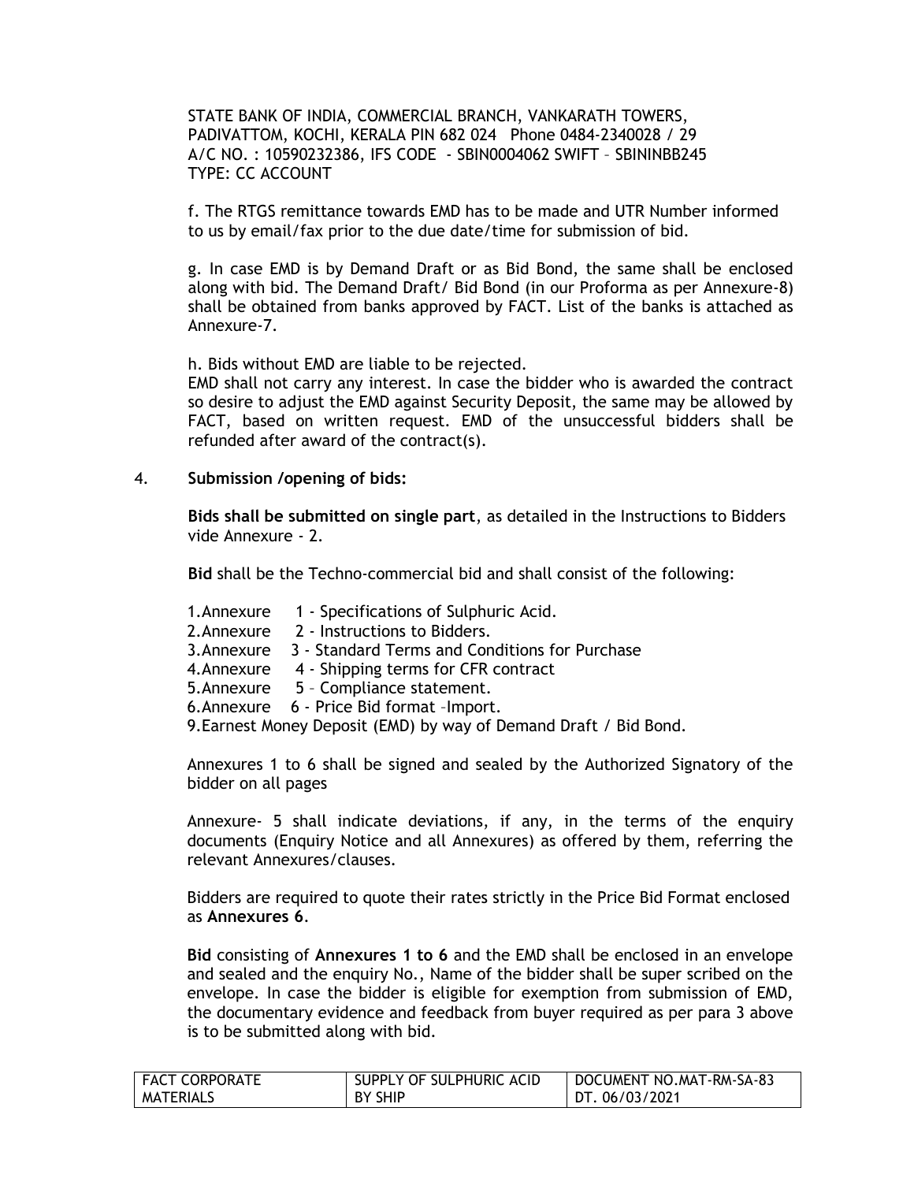STATE BANK OF INDIA, COMMERCIAL BRANCH, VANKARATH TOWERS, PADIVATTOM, KOCHI, KERALA PIN 682 024 Phone 0484-2340028 / 29
A/C NO. : 10590232386, IFS CODE - SBIN0004062 SWIFT – SBININBB245
TYPE: CC ACCOUNT

f. The RTGS remittance towards EMD has to be made and UTR Number informed to us by email/fax prior to the due date/time for submission of bid.

g. In case EMD is by Demand Draft or as Bid Bond, the same shall be enclosed along with bid. The Demand Draft/ Bid Bond (in our Proforma as per Annexure-8) shall be obtained from banks approved by FACT. List of the banks is attached as Annexure-7.

h. Bids without EMD are liable to be rejected.
EMD shall not carry any interest. In case the bidder who is awarded the contract so desire to adjust the EMD against Security Deposit, the same may be allowed by FACT, based on written request. EMD of the unsuccessful bidders shall be refunded after award of the contract(s).

4. **Submission /opening of bids:**

**Bids shall be submitted on single part**, as detailed in the Instructions to Bidders vide Annexure - 2.

**Bid** shall be the Techno-commercial bid and shall consist of the following:

1. Annexure 1 - Specifications of Sulphuric Acid.
2. Annexure 2 - Instructions to Bidders.
3. Annexure 3 - Standard Terms and Conditions for Purchase
4. Annexure 4 - Shipping terms for CFR contract
5. Annexure 5 – Compliance statement.
6. Annexure 6 - Price Bid format –Import.

9. Earnest Money Deposit (EMD) by way of Demand Draft / Bid Bond.

Annexures 1 to 6 shall be signed and sealed by the Authorized Signatory of the bidder on all pages

Annexure- 5 shall indicate deviations, if any, in the terms of the enquiry documents (Enquiry Notice and all Annexures) as offered by them, referring the relevant Annexures/clauses.

Bidders are required to quote their rates strictly in the Price Bid Format enclosed as **Annexures 6**.

**Bid** consisting of **Annexures 1 to 6** and the EMD shall be enclosed in an envelope and sealed and the enquiry No., Name of the bidder shall be super scribed on the envelope. In case the bidder is eligible for exemption from submission of EMD, the documentary evidence and feedback from buyer required as per para 3 above is to be submitted along with bid.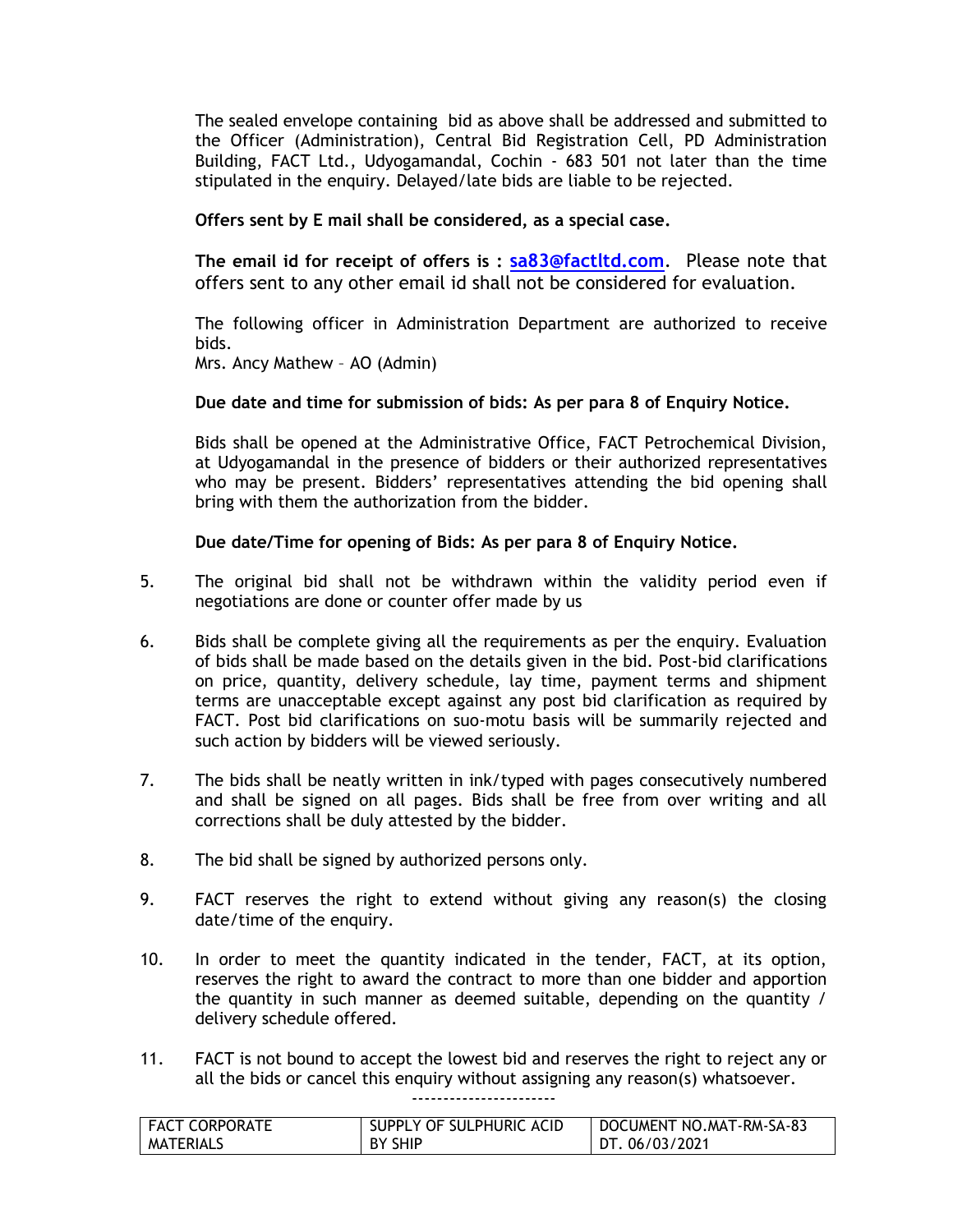The sealed envelope containing bid as above shall be addressed and submitted to the Officer (Administration), Central Bid Registration Cell, PD Administration Building, FACT Ltd., Udyogamandal, Cochin - 683 501 not later than the time stipulated in the enquiry. Delayed/late bids are liable to be rejected.

**Offers sent by E mail shall be considered, as a special case.**

**The email id for receipt of offers is : sa83@factltd.com.** Please note that offers sent to any other email id shall not be considered for evaluation.

The following officer in Administration Department are authorized to receive bids.
Mrs. Ancy Mathew – AO (Admin)

**Due date and time for submission of bids: As per para 8 of Enquiry Notice.**

Bids shall be opened at the Administrative Office, FACT Petrochemical Division, at Udyogamandal in the presence of bidders or their authorized representatives who may be present. Bidders' representatives attending the bid opening shall bring with them the authorization from the bidder.

**Due date/Time for opening of Bids: As per para 8 of Enquiry Notice.**

5. The original bid shall not be withdrawn within the validity period even if negotiations are done or counter offer made by us

6. Bids shall be complete giving all the requirements as per the enquiry. Evaluation of bids shall be made based on the details given in the bid. Post-bid clarifications on price, quantity, delivery schedule, lay time, payment terms and shipment terms are unacceptable except against any post bid clarification as required by FACT. Post bid clarifications on suo-motu basis will be summarily rejected and such action by bidders will be viewed seriously.

7. The bids shall be neatly written in ink/typed with pages consecutively numbered and shall be signed on all pages. Bids shall be free from over writing and all corrections shall be duly attested by the bidder.

8. The bid shall be signed by authorized persons only.

9. FACT reserves the right to extend without giving any reason(s) the closing date/time of the enquiry.

10. In order to meet the quantity indicated in the tender, FACT, at its option, reserves the right to award the contract to more than one bidder and apportion the quantity in such manner as deemed suitable, depending on the quantity / delivery schedule offered.

11. FACT is not bound to accept the lowest bid and reserves the right to reject any or all the bids or cancel this enquiry without assigning any reason(s) whatsoever.

-----------------------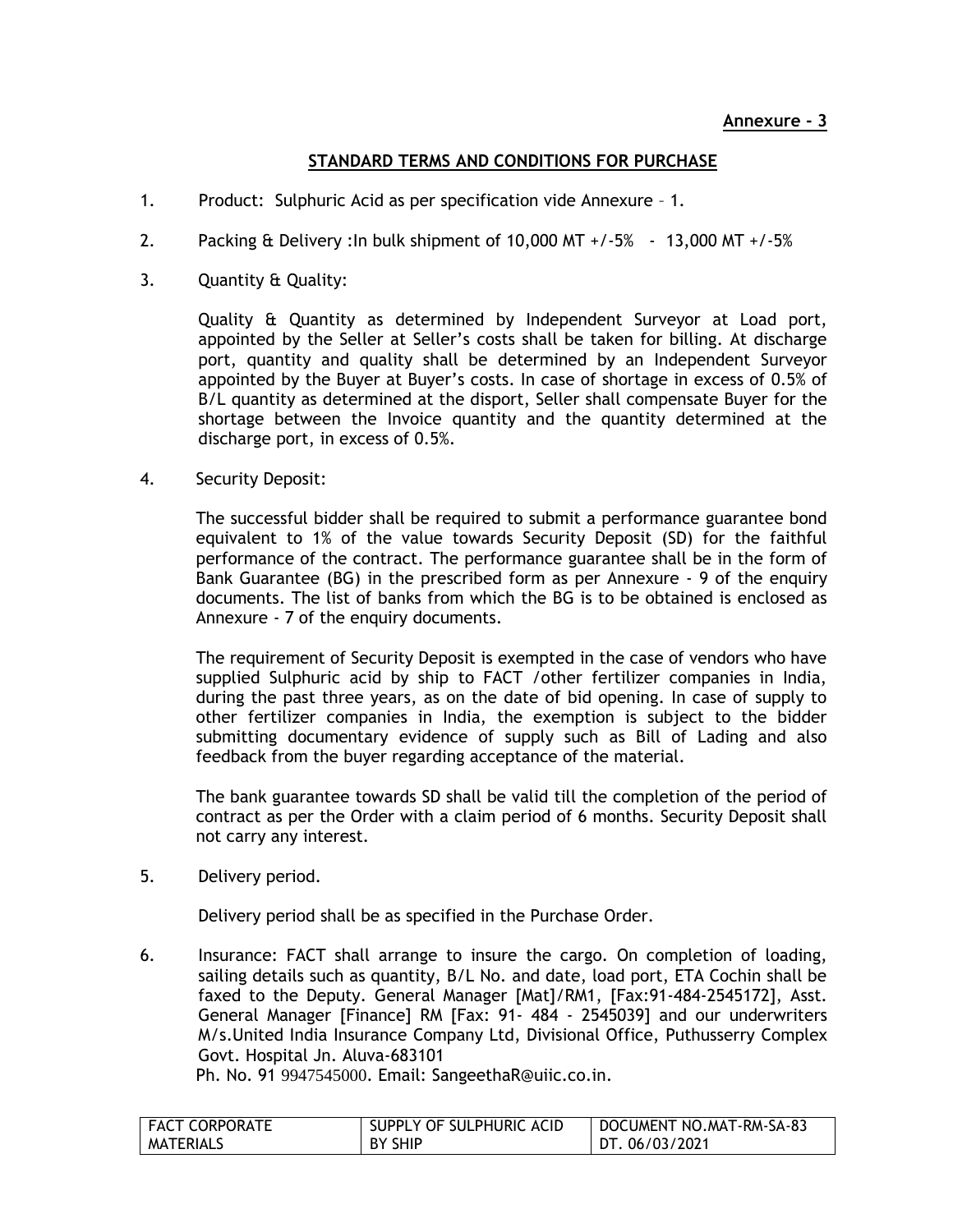**Annexure - 3**

## STANDARD TERMS AND CONDITIONS FOR PURCHASE

1. Product: Sulphuric Acid as per specification vide Annexure – 1.

2. Packing & Delivery :In bulk shipment of 10,000 MT +/-5% - 13,000 MT +/-5%

3. Quantity & Quality:

   Quality & Quantity as determined by Independent Surveyor at Load port, appointed by the Seller at Seller's costs shall be taken for billing. At discharge port, quantity and quality shall be determined by an Independent Surveyor appointed by the Buyer at Buyer's costs. In case of shortage in excess of 0.5% of B/L quantity as determined at the disport, Seller shall compensate Buyer for the shortage between the Invoice quantity and the quantity determined at the discharge port, in excess of 0.5%.

4. Security Deposit:

   The successful bidder shall be required to submit a performance guarantee bond equivalent to 1% of the value towards Security Deposit (SD) for the faithful performance of the contract. The performance guarantee shall be in the form of Bank Guarantee (BG) in the prescribed form as per Annexure - 9 of the enquiry documents. The list of banks from which the BG is to be obtained is enclosed as Annexure - 7 of the enquiry documents.

   The requirement of Security Deposit is exempted in the case of vendors who have supplied Sulphuric acid by ship to FACT /other fertilizer companies in India, during the past three years, as on the date of bid opening. In case of supply to other fertilizer companies in India, the exemption is subject to the bidder submitting documentary evidence of supply such as Bill of Lading and also feedback from the buyer regarding acceptance of the material.

   The bank guarantee towards SD shall be valid till the completion of the period of contract as per the Order with a claim period of 6 months. Security Deposit shall not carry any interest.

5. Delivery period.

   Delivery period shall be as specified in the Purchase Order.

6. Insurance: FACT shall arrange to insure the cargo. On completion of loading, sailing details such as quantity, B/L No. and date, load port, ETA Cochin shall be faxed to the Deputy. General Manager [Mat]/RM1, [Fax:91-484-2545172], Asst. General Manager [Finance] RM [Fax: 91- 484 - 2545039] and our underwriters M/s.United India Insurance Company Ltd, Divisional Office, Puthusserry Complex Govt. Hospital Jn. Aluva-683101
   Ph. No. 91 9947545000. Email: SangeethaR@uiic.co.in.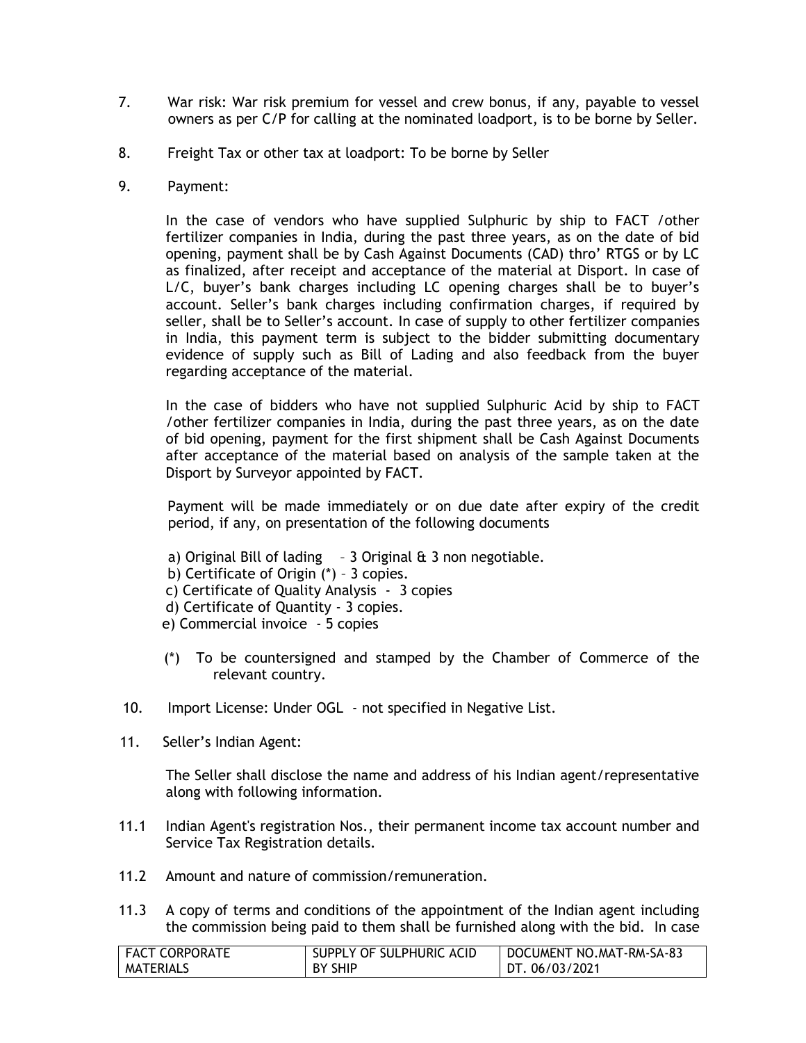7. War risk: War risk premium for vessel and crew bonus, if any, payable to vessel owners as per C/P for calling at the nominated loadport, is to be borne by Seller.

8. Freight Tax or other tax at loadport: To be borne by Seller

9. Payment:

   In the case of vendors who have supplied Sulphuric by ship to FACT /other fertilizer companies in India, during the past three years, as on the date of bid opening, payment shall be by Cash Against Documents (CAD) thro' RTGS or by LC as finalized, after receipt and acceptance of the material at Disport. In case of L/C, buyer's bank charges including LC opening charges shall be to buyer's account. Seller's bank charges including confirmation charges, if required by seller, shall be to Seller's account. In case of supply to other fertilizer companies in India, this payment term is subject to the bidder submitting documentary evidence of supply such as Bill of Lading and also feedback from the buyer regarding acceptance of the material.

   In the case of bidders who have not supplied Sulphuric Acid by ship to FACT /other fertilizer companies in India, during the past three years, as on the date of bid opening, payment for the first shipment shall be Cash Against Documents after acceptance of the material based on analysis of the sample taken at the Disport by Surveyor appointed by FACT.

   Payment will be made immediately or on due date after expiry of the credit period, if any, on presentation of the following documents

   a) Original Bill of lading – 3 Original & 3 non negotiable.
   b) Certificate of Origin (*) – 3 copies.
   c) Certificate of Quality Analysis - 3 copies
   d) Certificate of Quantity - 3 copies.
   e) Commercial invoice - 5 copies

   (*) To be countersigned and stamped by the Chamber of Commerce of the relevant country.

10. Import License: Under OGL - not specified in Negative List.

11. Seller's Indian Agent:

    The Seller shall disclose the name and address of his Indian agent/representative along with following information.

11.1 Indian Agent's registration Nos., their permanent income tax account number and Service Tax Registration details.

11.2 Amount and nature of commission/remuneration.

11.3 A copy of terms and conditions of the appointment of the Indian agent including the commission being paid to them shall be furnished along with the bid. In case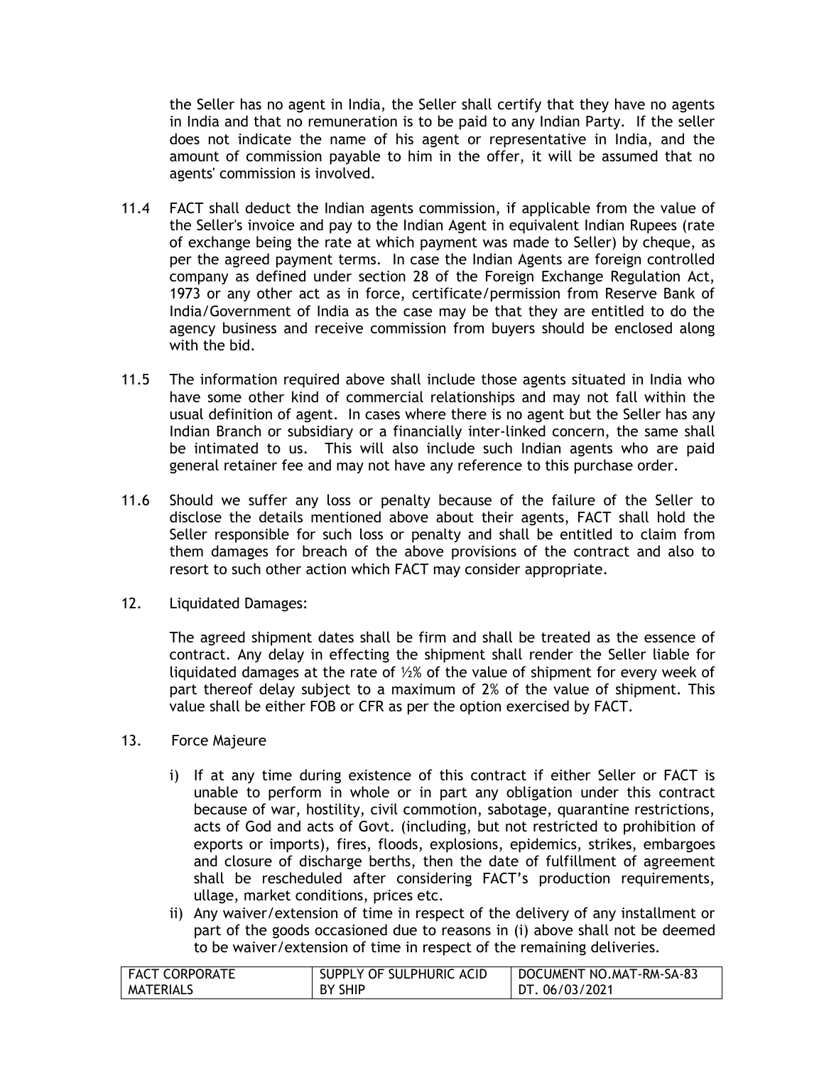the Seller has no agent in India, the Seller shall certify that they have no agents in India and that no remuneration is to be paid to any Indian Party. If the seller does not indicate the name of his agent or representative in India, and the amount of commission payable to him in the offer, it will be assumed that no agents' commission is involved.

11.4 FACT shall deduct the Indian agents commission, if applicable from the value of the Seller's invoice and pay to the Indian Agent in equivalent Indian Rupees (rate of exchange being the rate at which payment was made to Seller) by cheque, as per the agreed payment terms. In case the Indian Agents are foreign controlled company as defined under section 28 of the Foreign Exchange Regulation Act, 1973 or any other act as in force, certificate/permission from Reserve Bank of India/Government of India as the case may be that they are entitled to do the agency business and receive commission from buyers should be enclosed along with the bid.

11.5 The information required above shall include those agents situated in India who have some other kind of commercial relationships and may not fall within the usual definition of agent. In cases where there is no agent but the Seller has any Indian Branch or subsidiary or a financially inter-linked concern, the same shall be intimated to us. This will also include such Indian agents who are paid general retainer fee and may not have any reference to this purchase order.

11.6 Should we suffer any loss or penalty because of the failure of the Seller to disclose the details mentioned above about their agents, FACT shall hold the Seller responsible for such loss or penalty and shall be entitled to claim from them damages for breach of the above provisions of the contract and also to resort to such other action which FACT may consider appropriate.

12. Liquidated Damages:

The agreed shipment dates shall be firm and shall be treated as the essence of contract. Any delay in effecting the shipment shall render the Seller liable for liquidated damages at the rate of ½% of the value of shipment for every week of part thereof delay subject to a maximum of 2% of the value of shipment. This value shall be either FOB or CFR as per the option exercised by FACT.

13. Force Majeure

i) If at any time during existence of this contract if either Seller or FACT is unable to perform in whole or in part any obligation under this contract because of war, hostility, civil commotion, sabotage, quarantine restrictions, acts of God and acts of Govt. (including, but not restricted to prohibition of exports or imports), fires, floods, explosions, epidemics, strikes, embargoes and closure of discharge berths, then the date of fulfillment of agreement shall be rescheduled after considering FACT's production requirements, ullage, market conditions, prices etc.

ii) Any waiver/extension of time in respect of the delivery of any installment or part of the goods occasioned due to reasons in (i) above shall not be deemed to be waiver/extension of time in respect of the remaining deliveries.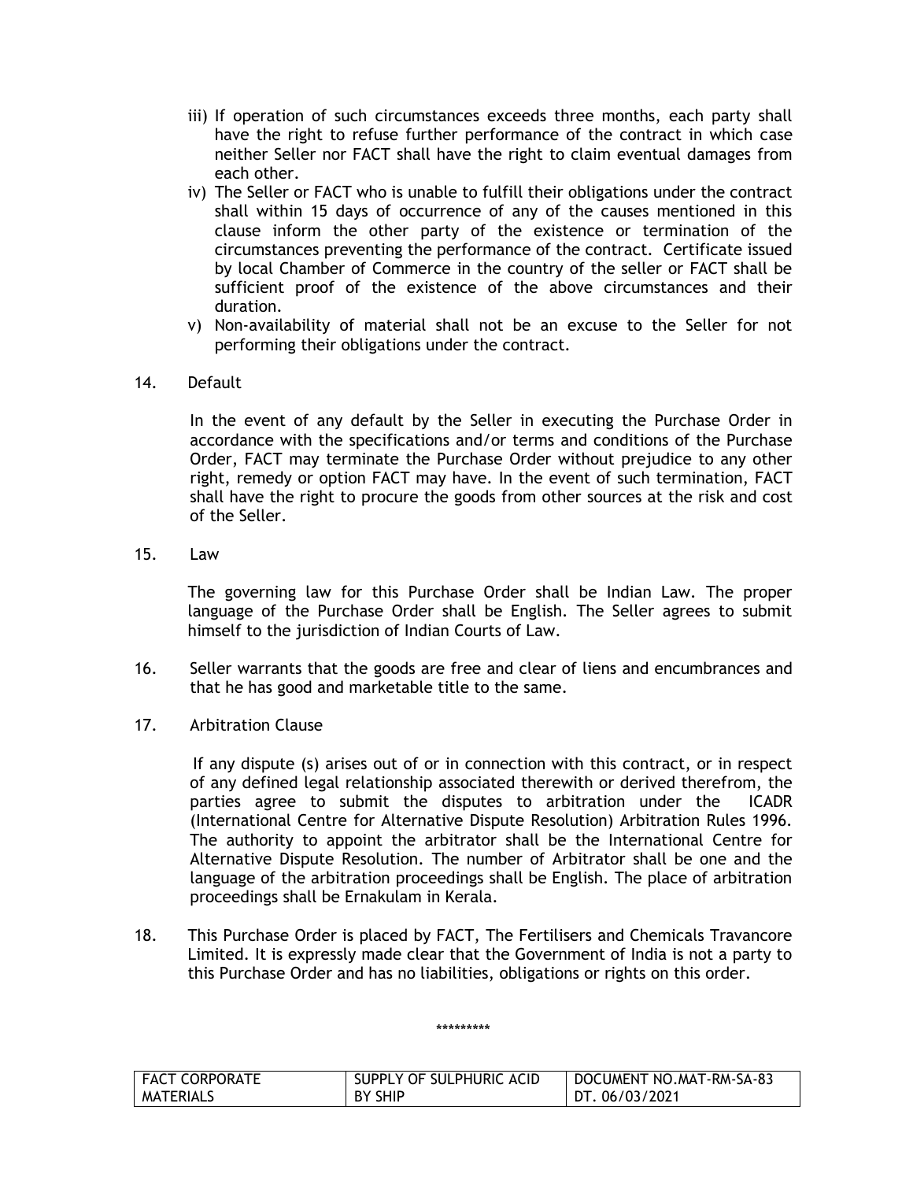iii) If operation of such circumstances exceeds three months, each party shall have the right to refuse further performance of the contract in which case neither Seller nor FACT shall have the right to claim eventual damages from each other.

iv) The Seller or FACT who is unable to fulfill their obligations under the contract shall within 15 days of occurrence of any of the causes mentioned in this clause inform the other party of the existence or termination of the circumstances preventing the performance of the contract. Certificate issued by local Chamber of Commerce in the country of the seller or FACT shall be sufficient proof of the existence of the above circumstances and their duration.

v) Non-availability of material shall not be an excuse to the Seller for not performing their obligations under the contract.

14. Default

In the event of any default by the Seller in executing the Purchase Order in accordance with the specifications and/or terms and conditions of the Purchase Order, FACT may terminate the Purchase Order without prejudice to any other right, remedy or option FACT may have. In the event of such termination, FACT shall have the right to procure the goods from other sources at the risk and cost of the Seller.

15. Law

The governing law for this Purchase Order shall be Indian Law. The proper language of the Purchase Order shall be English. The Seller agrees to submit himself to the jurisdiction of Indian Courts of Law.

16. Seller warrants that the goods are free and clear of liens and encumbrances and that he has good and marketable title to the same.

17. Arbitration Clause

If any dispute (s) arises out of or in connection with this contract, or in respect of any defined legal relationship associated therewith or derived therefrom, the parties agree to submit the disputes to arbitration under the ICADR (International Centre for Alternative Dispute Resolution) Arbitration Rules 1996. The authority to appoint the arbitrator shall be the International Centre for Alternative Dispute Resolution. The number of Arbitrator shall be one and the language of the arbitration proceedings shall be English. The place of arbitration proceedings shall be Ernakulam in Kerala.

18. This Purchase Order is placed by FACT, The Fertilisers and Chemicals Travancore Limited. It is expressly made clear that the Government of India is not a party to this Purchase Order and has no liabilities, obligations or rights on this order.

*********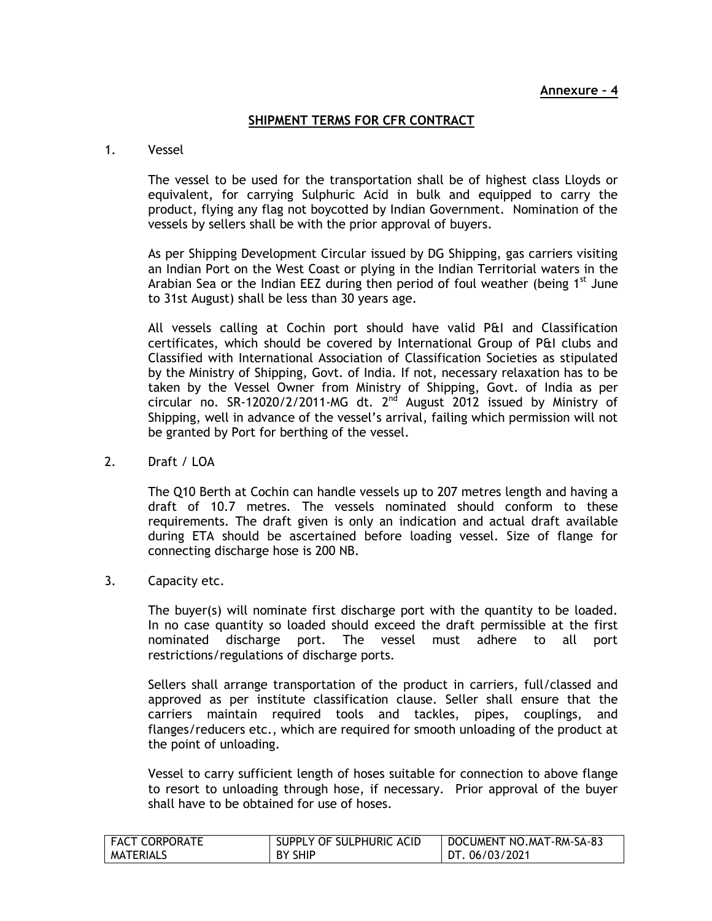**Annexure – 4**

## SHIPMENT TERMS FOR CFR CONTRACT

1. Vessel

   The vessel to be used for the transportation shall be of highest class Lloyds or equivalent, for carrying Sulphuric Acid in bulk and equipped to carry the product, flying any flag not boycotted by Indian Government. Nomination of the vessels by sellers shall be with the prior approval of buyers.

   As per Shipping Development Circular issued by DG Shipping, gas carriers visiting an Indian Port on the West Coast or plying in the Indian Territorial waters in the Arabian Sea or the Indian EEZ during then period of foul weather (being 1st June to 31st August) shall be less than 30 years age.

   All vessels calling at Cochin port should have valid P&I and Classification certificates, which should be covered by International Group of P&I clubs and Classified with International Association of Classification Societies as stipulated by the Ministry of Shipping, Govt. of India. If not, necessary relaxation has to be taken by the Vessel Owner from Ministry of Shipping, Govt. of India as per circular no. SR-12020/2/2011-MG dt. 2nd August 2012 issued by Ministry of Shipping, well in advance of the vessel's arrival, failing which permission will not be granted by Port for berthing of the vessel.

2. Draft / LOA

   The Q10 Berth at Cochin can handle vessels up to 207 metres length and having a draft of 10.7 metres. The vessels nominated should conform to these requirements. The draft given is only an indication and actual draft available during ETA should be ascertained before loading vessel. Size of flange for connecting discharge hose is 200 NB.

3. Capacity etc.

   The buyer(s) will nominate first discharge port with the quantity to be loaded. In no case quantity so loaded should exceed the draft permissible at the first nominated discharge port. The vessel must adhere to all port restrictions/regulations of discharge ports.

   Sellers shall arrange transportation of the product in carriers, full/classed and approved as per institute classification clause. Seller shall ensure that the carriers maintain required tools and tackles, pipes, couplings, and flanges/reducers etc., which are required for smooth unloading of the product at the point of unloading.

   Vessel to carry sufficient length of hoses suitable for connection to above flange to resort to unloading through hose, if necessary. Prior approval of the buyer shall have to be obtained for use of hoses.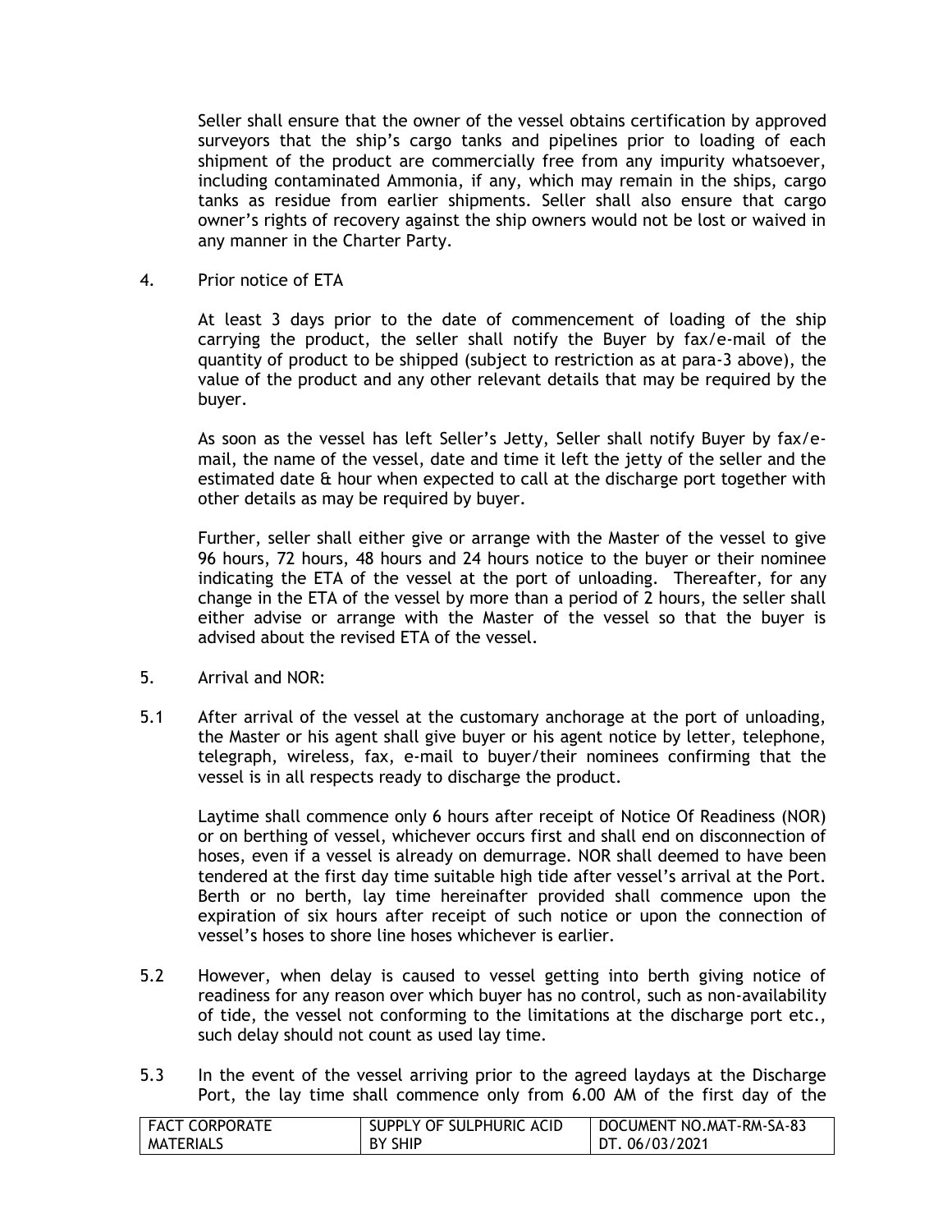Seller shall ensure that the owner of the vessel obtains certification by approved surveyors that the ship's cargo tanks and pipelines prior to loading of each shipment of the product are commercially free from any impurity whatsoever, including contaminated Ammonia, if any, which may remain in the ships, cargo tanks as residue from earlier shipments. Seller shall also ensure that cargo owner's rights of recovery against the ship owners would not be lost or waived in any manner in the Charter Party.

4. Prior notice of ETA

At least 3 days prior to the date of commencement of loading of the ship carrying the product, the seller shall notify the Buyer by fax/e-mail of the quantity of product to be shipped (subject to restriction as at para-3 above), the value of the product and any other relevant details that may be required by the buyer.

As soon as the vessel has left Seller's Jetty, Seller shall notify Buyer by fax/e-mail, the name of the vessel, date and time it left the jetty of the seller and the estimated date & hour when expected to call at the discharge port together with other details as may be required by buyer.

Further, seller shall either give or arrange with the Master of the vessel to give 96 hours, 72 hours, 48 hours and 24 hours notice to the buyer or their nominee indicating the ETA of the vessel at the port of unloading. Thereafter, for any change in the ETA of the vessel by more than a period of 2 hours, the seller shall either advise or arrange with the Master of the vessel so that the buyer is advised about the revised ETA of the vessel.

5. Arrival and NOR:

5.1 After arrival of the vessel at the customary anchorage at the port of unloading, the Master or his agent shall give buyer or his agent notice by letter, telephone, telegraph, wireless, fax, e-mail to buyer/their nominees confirming that the vessel is in all respects ready to discharge the product.

Laytime shall commence only 6 hours after receipt of Notice Of Readiness (NOR) or on berthing of vessel, whichever occurs first and shall end on disconnection of hoses, even if a vessel is already on demurrage. NOR shall deemed to have been tendered at the first day time suitable high tide after vessel's arrival at the Port. Berth or no berth, lay time hereinafter provided shall commence upon the expiration of six hours after receipt of such notice or upon the connection of vessel's hoses to shore line hoses whichever is earlier.

5.2 However, when delay is caused to vessel getting into berth giving notice of readiness for any reason over which buyer has no control, such as non-availability of tide, the vessel not conforming to the limitations at the discharge port etc., such delay should not count as used lay time.

5.3 In the event of the vessel arriving prior to the agreed laydays at the Discharge Port, the lay time shall commence only from 6.00 AM of the first day of the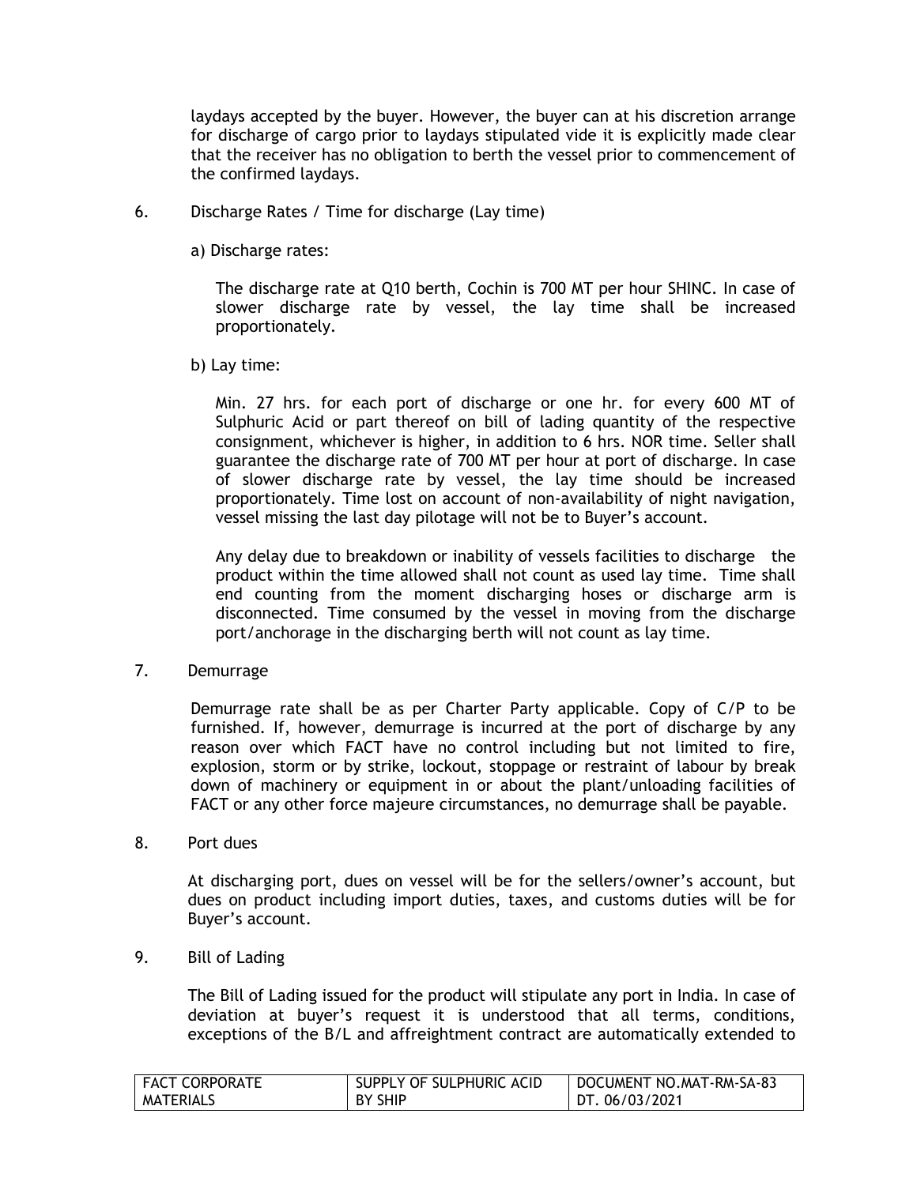laydays accepted by the buyer. However, the buyer can at his discretion arrange for discharge of cargo prior to laydays stipulated vide it is explicitly made clear that the receiver has no obligation to berth the vessel prior to commencement of the confirmed laydays.

6. Discharge Rates / Time for discharge (Lay time)

a) Discharge rates:

The discharge rate at Q10 berth, Cochin is 700 MT per hour SHINC. In case of slower discharge rate by vessel, the lay time shall be increased proportionately.

b) Lay time:

Min. 27 hrs. for each port of discharge or one hr. for every 600 MT of Sulphuric Acid or part thereof on bill of lading quantity of the respective consignment, whichever is higher, in addition to 6 hrs. NOR time. Seller shall guarantee the discharge rate of 700 MT per hour at port of discharge. In case of slower discharge rate by vessel, the lay time should be increased proportionately. Time lost on account of non-availability of night navigation, vessel missing the last day pilotage will not be to Buyer's account.

Any delay due to breakdown or inability of vessels facilities to discharge the product within the time allowed shall not count as used lay time. Time shall end counting from the moment discharging hoses or discharge arm is disconnected. Time consumed by the vessel in moving from the discharge port/anchorage in the discharging berth will not count as lay time.

7. Demurrage

Demurrage rate shall be as per Charter Party applicable. Copy of C/P to be furnished. If, however, demurrage is incurred at the port of discharge by any reason over which FACT have no control including but not limited to fire, explosion, storm or by strike, lockout, stoppage or restraint of labour by break down of machinery or equipment in or about the plant/unloading facilities of FACT or any other force majeure circumstances, no demurrage shall be payable.

8. Port dues

At discharging port, dues on vessel will be for the sellers/owner's account, but dues on product including import duties, taxes, and customs duties will be for Buyer's account.

9. Bill of Lading

The Bill of Lading issued for the product will stipulate any port in India. In case of deviation at buyer's request it is understood that all terms, conditions, exceptions of the B/L and affreightment contract are automatically extended to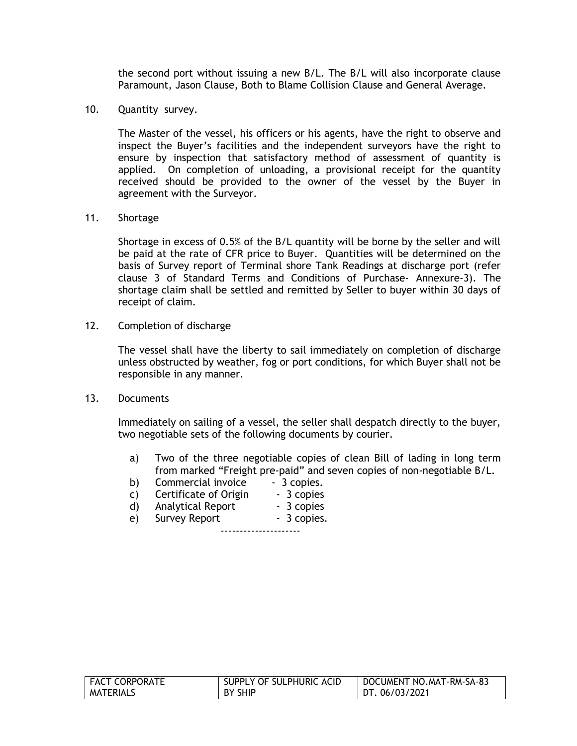the second port without issuing a new B/L. The B/L will also incorporate clause Paramount, Jason Clause, Both to Blame Collision Clause and General Average.

10. Quantity survey.

    The Master of the vessel, his officers or his agents, have the right to observe and inspect the Buyer's facilities and the independent surveyors have the right to ensure by inspection that satisfactory method of assessment of quantity is applied. On completion of unloading, a provisional receipt for the quantity received should be provided to the owner of the vessel by the Buyer in agreement with the Surveyor.

11. Shortage

    Shortage in excess of 0.5% of the B/L quantity will be borne by the seller and will be paid at the rate of CFR price to Buyer. Quantities will be determined on the basis of Survey report of Terminal shore Tank Readings at discharge port (refer clause 3 of Standard Terms and Conditions of Purchase- Annexure-3). The shortage claim shall be settled and remitted by Seller to buyer within 30 days of receipt of claim.

12. Completion of discharge

    The vessel shall have the liberty to sail immediately on completion of discharge unless obstructed by weather, fog or port conditions, for which Buyer shall not be responsible in any manner.

13. Documents

    Immediately on sailing of a vessel, the seller shall despatch directly to the buyer, two negotiable sets of the following documents by courier.

    a) Two of the three negotiable copies of clean Bill of lading in long term from marked "Freight pre-paid" and seven copies of non-negotiable B/L.
    b) Commercial invoice - 3 copies.
    c) Certificate of Origin - 3 copies
    d) Analytical Report - 3 copies
    e) Survey Report - 3 copies.

---------------------

| FACT CORPORATE MATERIALS | SUPPLY OF SULPHURIC ACID BY SHIP | DOCUMENT NO.MAT-RM-SA-83 DT. 06/03/2021 |
|---|---|---|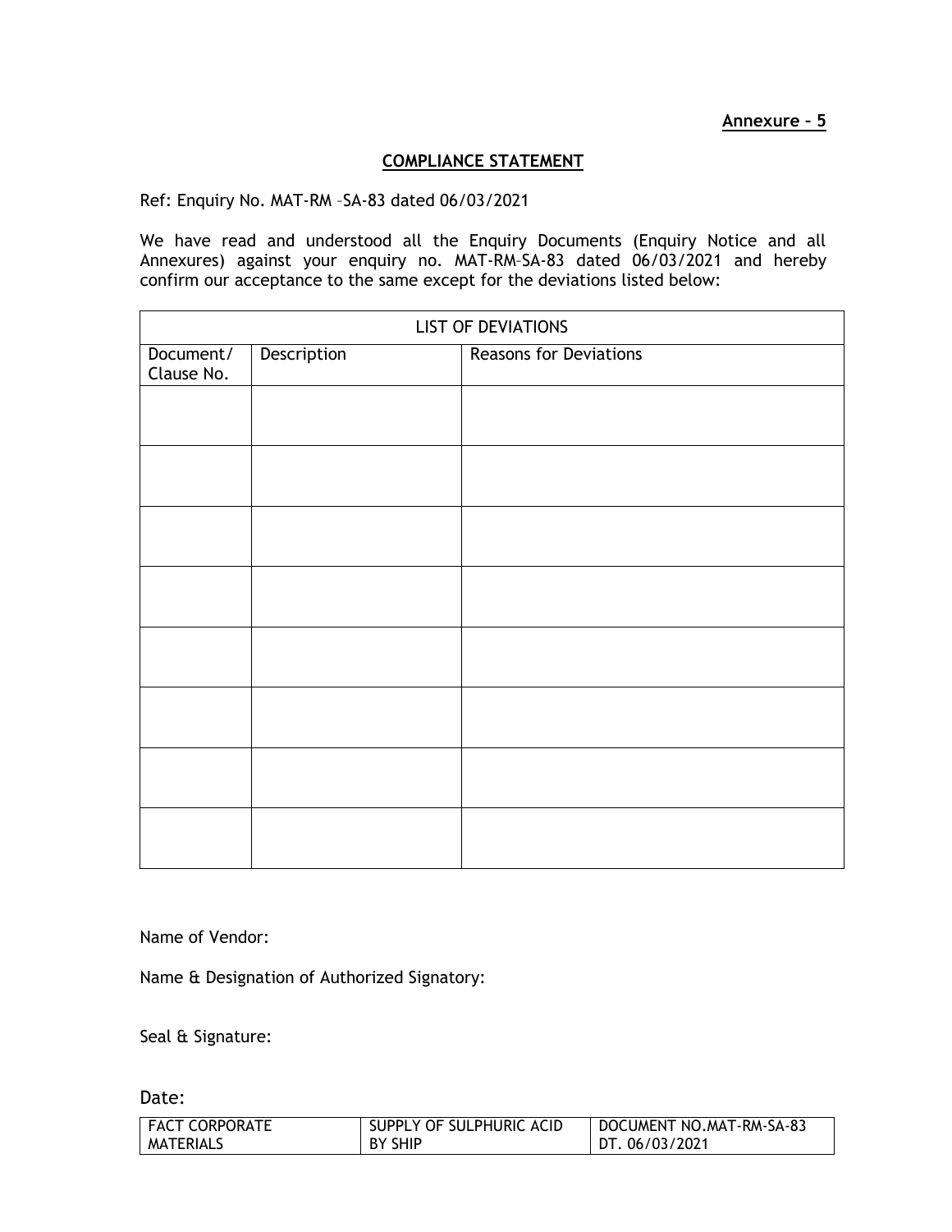**Annexure – 5**

## COMPLIANCE STATEMENT

Ref: Enquiry No. MAT-RM –SA-83 dated 06/03/2021

We have read and understood all the Enquiry Documents (Enquiry Notice and all Annexures) against your enquiry no. MAT-RM–SA-83 dated 06/03/2021 and hereby confirm our acceptance to the same except for the deviations listed below:

| LIST OF DEVIATIONS | | |
|---|---|---|
| Document/ Clause No. | Description | Reasons for Deviations |
| | | |
| | | |
| | | |
| | | |
| | | |
| | | |
| | | |
| | | |

Name of Vendor:

Name & Designation of Authorized Signatory:

Seal & Signature:

Date: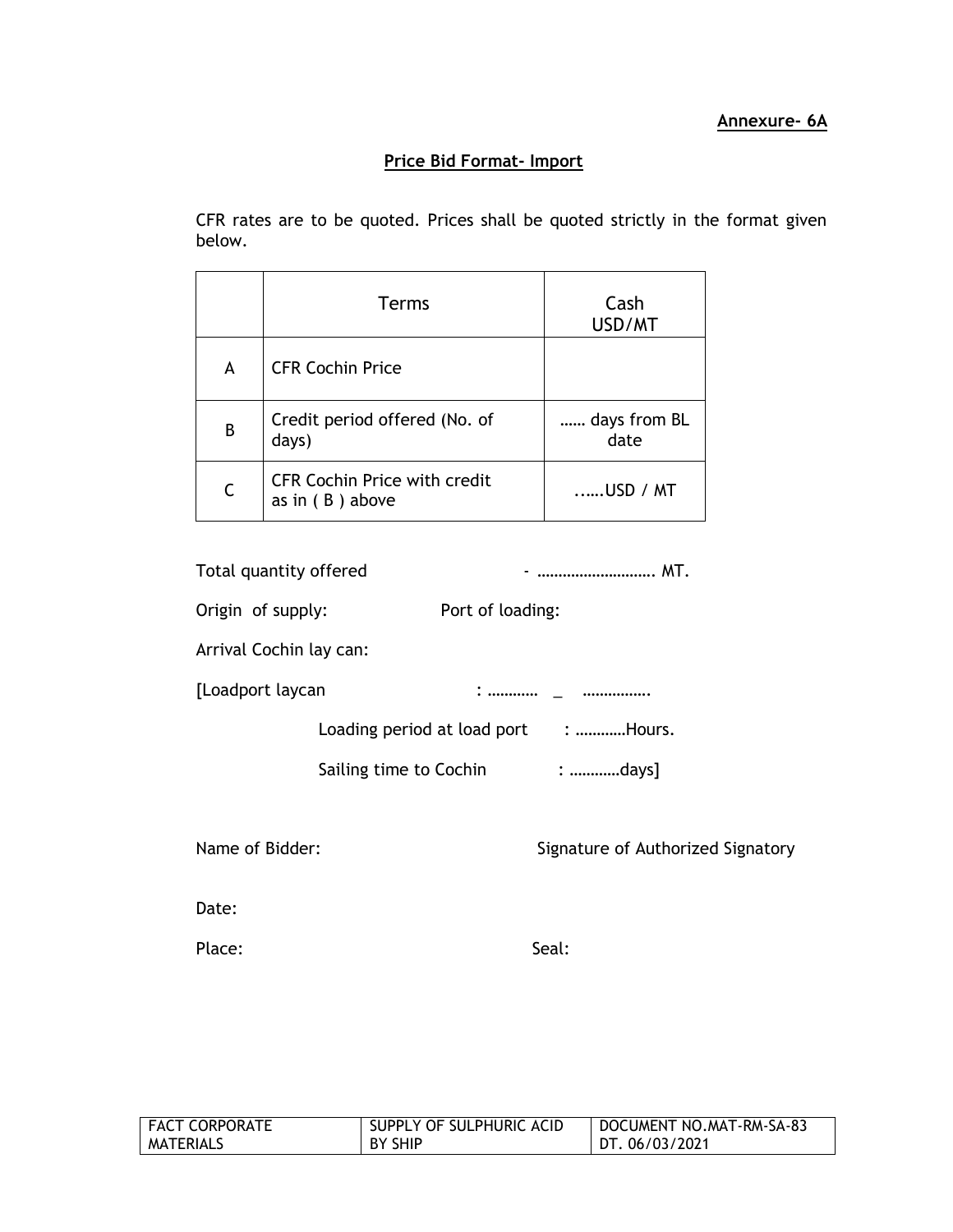**Annexure- 6A**

## Price Bid Format- Import

CFR rates are to be quoted. Prices shall be quoted strictly in the format given below.

| | Terms | Cash USD/MT |
|---|---|---|
| A | CFR Cochin Price | |
| B | Credit period offered (No. of days) | …… days from BL date |
| C | CFR Cochin Price with credit as in ( B ) above | ..….USD / MT |

Total quantity offered - ………………………. MT.

Origin of supply: Port of loading:

Arrival Cochin lay can:

[Loadport laycan : ………… _ …………….

Loading period at load port : …………Hours.

Sailing time to Cochin : …………days]

Name of Bidder: Signature of Authorized Signatory

Date:

Place: Seal:

| FACT CORPORATE MATERIALS | SUPPLY OF SULPHURIC ACID BY SHIP | DOCUMENT NO.MAT-RM-SA-83 DT. 06/03/2021 |
|---|---|---|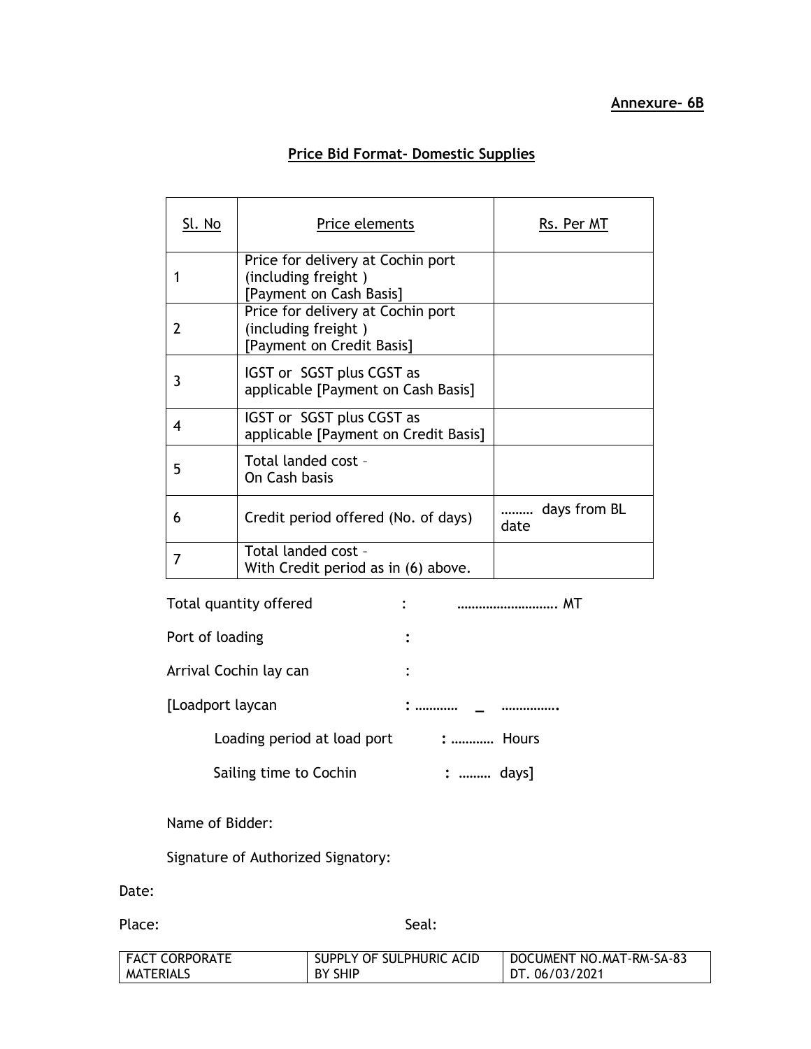**Annexure- 6B**

## Price Bid Format- Domestic Supplies

| Sl. No | Price elements | Rs. Per MT |
|---|---|---|
| 1 | Price for delivery at Cochin port (including freight ) [Payment on Cash Basis] | |
| 2 | Price for delivery at Cochin port (including freight ) [Payment on Credit Basis] | |
| 3 | IGST or SGST plus CGST as applicable [Payment on Cash Basis] | |
| 4 | IGST or SGST plus CGST as applicable [Payment on Credit Basis] | |
| 5 | Total landed cost – On Cash basis | |
| 6 | Credit period offered (No. of days) | ……… days from BL date |
| 7 | Total landed cost – With Credit period as in (6) above. | |

Total quantity offered : ………………………. MT

Port of loading :

Arrival Cochin lay can :

[Loadport laycan : ………… _ …………….

Loading period at load port : ………… Hours

Sailing time to Cochin : ……… days]

Name of Bidder:

Signature of Authorized Signatory:

Date:

Place: Seal: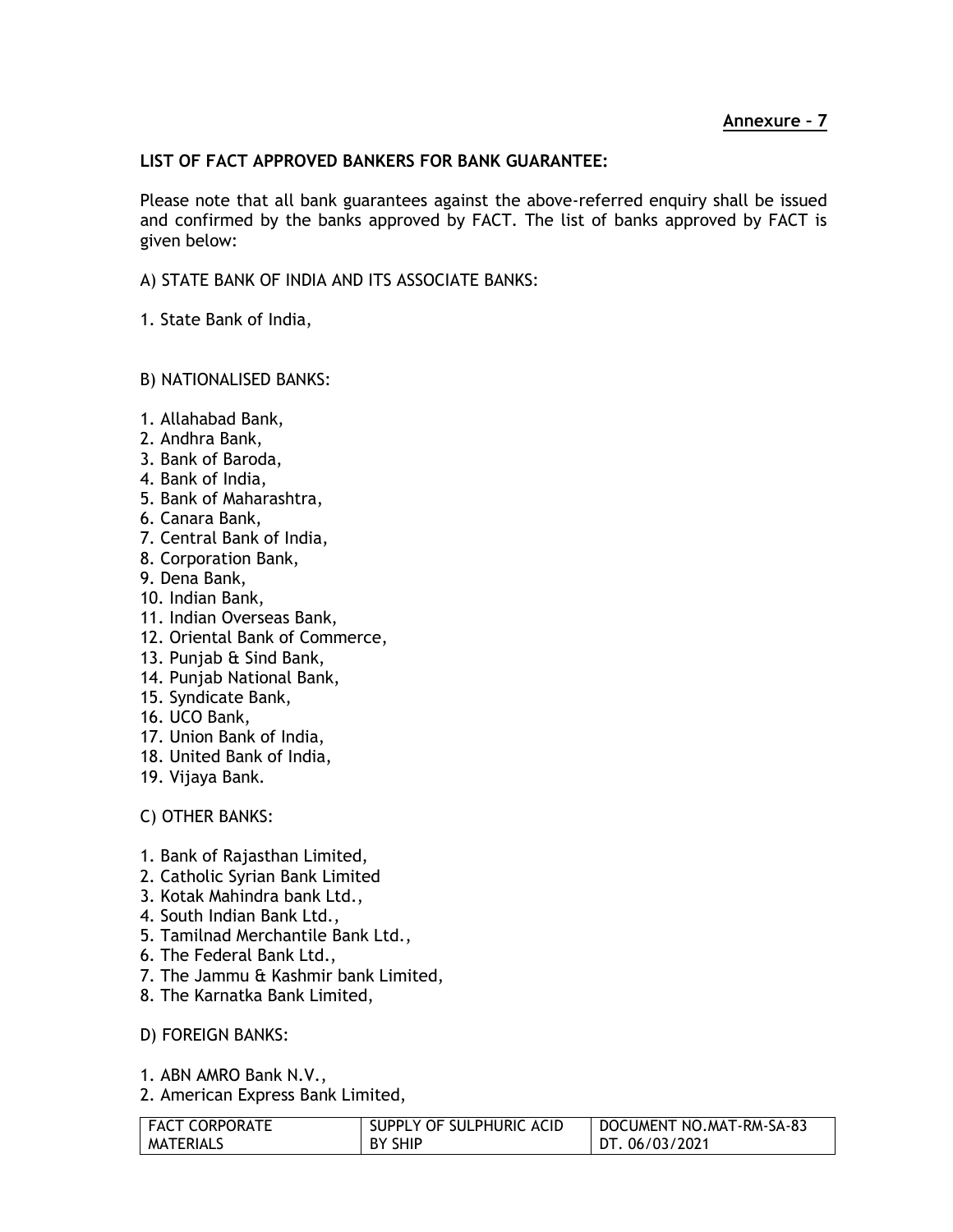**Annexure – 7**

**LIST OF FACT APPROVED BANKERS FOR BANK GUARANTEE:**

Please note that all bank guarantees against the above-referred enquiry shall be issued and confirmed by the banks approved by FACT. The list of banks approved by FACT is given below:

A) STATE BANK OF INDIA AND ITS ASSOCIATE BANKS:

1. State Bank of India,

B) NATIONALISED BANKS:

1. Allahabad Bank,
2. Andhra Bank,
3. Bank of Baroda,
4. Bank of India,
5. Bank of Maharashtra,
6. Canara Bank,
7. Central Bank of India,
8. Corporation Bank,
9. Dena Bank,
10. Indian Bank,
11. Indian Overseas Bank,
12. Oriental Bank of Commerce,
13. Punjab & Sind Bank,
14. Punjab National Bank,
15. Syndicate Bank,
16. UCO Bank,
17. Union Bank of India,
18. United Bank of India,
19. Vijaya Bank.

C) OTHER BANKS:

1. Bank of Rajasthan Limited,
2. Catholic Syrian Bank Limited
3. Kotak Mahindra bank Ltd.,
4. South Indian Bank Ltd.,
5. Tamilnad Merchantile Bank Ltd.,
6. The Federal Bank Ltd.,
7. The Jammu & Kashmir bank Limited,
8. The Karnatka Bank Limited,

D) FOREIGN BANKS:

1. ABN AMRO Bank N.V.,
2. American Express Bank Limited,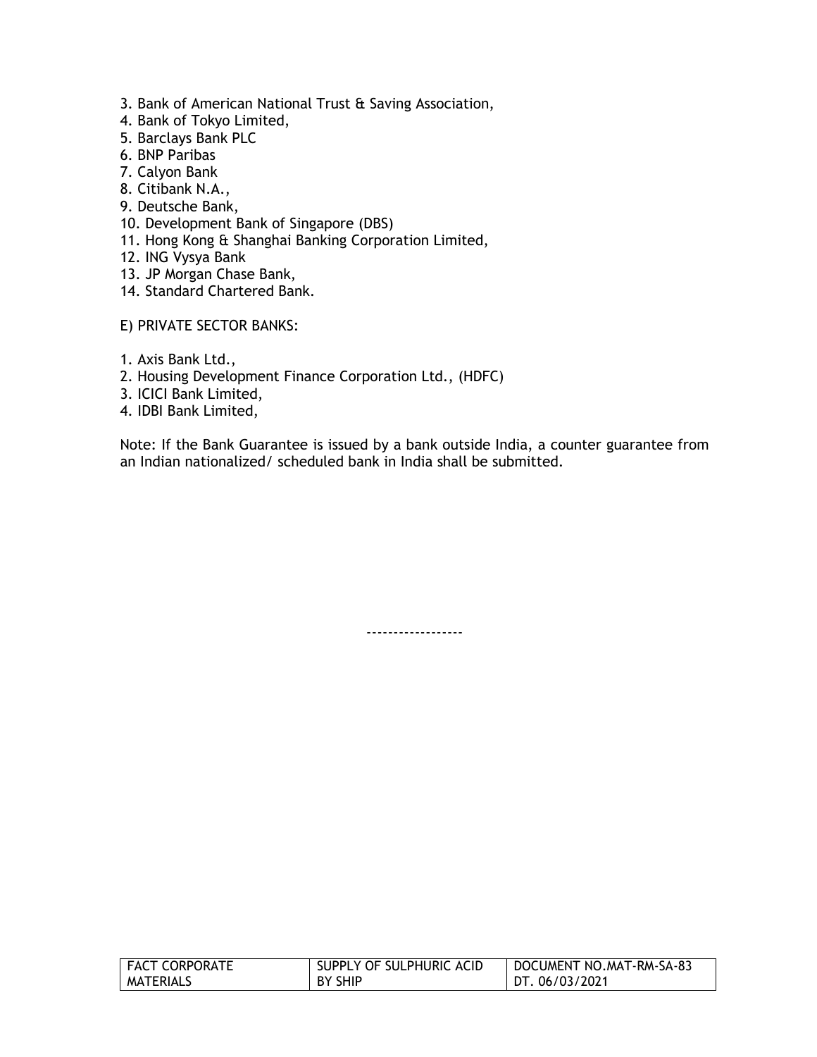3. Bank of American National Trust & Saving Association,
4. Bank of Tokyo Limited,
5. Barclays Bank PLC
6. BNP Paribas
7. Calyon Bank
8. Citibank N.A.,
9. Deutsche Bank,
10. Development Bank of Singapore (DBS)
11. Hong Kong & Shanghai Banking Corporation Limited,
12. ING Vysya Bank
13. JP Morgan Chase Bank,
14. Standard Chartered Bank.

E) PRIVATE SECTOR BANKS:

1. Axis Bank Ltd.,
2. Housing Development Finance Corporation Ltd., (HDFC)
3. ICICI Bank Limited,
4. IDBI Bank Limited,

Note: If the Bank Guarantee is issued by a bank outside India, a counter guarantee from an Indian nationalized/ scheduled bank in India shall be submitted.

-----------------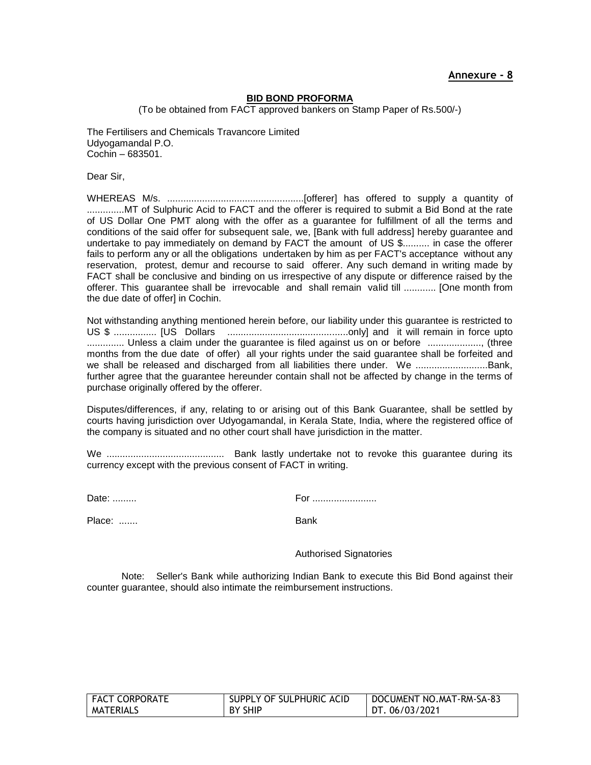**Annexure - 8**

**BID BOND PROFORMA**

(To be obtained from FACT approved bankers on Stamp Paper of Rs.500/-)

The Fertilisers and Chemicals Travancore Limited
Udyogamandal P.O.
Cochin – 683501.

Dear Sir,

WHEREAS M/s. ...................................................[offerer] has offered to supply a quantity of ..............MT of Sulphuric Acid to FACT and the offerer is required to submit a Bid Bond at the rate of US Dollar One PMT along with the offer as a guarantee for fulfillment of all the terms and conditions of the said offer for subsequent sale, we, [Bank with full address] hereby guarantee and undertake to pay immediately on demand by FACT the amount of US $.......... in case the offerer fails to perform any or all the obligations undertaken by him as per FACT's acceptance without any reservation, protest, demur and recourse to said offerer. Any such demand in writing made by FACT shall be conclusive and binding on us irrespective of any dispute or difference raised by the offerer. This guarantee shall be irrevocable and shall remain valid till ............ [One month from the due date of offer] in Cochin.

Not withstanding anything mentioned herein before, our liability under this guarantee is restricted to US $ ................ [US Dollars .............................................only] and it will remain in force upto .............. Unless a claim under the guarantee is filed against us on or before ...................., (three months from the due date of offer) all your rights under the said guarantee shall be forfeited and we shall be released and discharged from all liabilities there under. We ...........................Bank, further agree that the guarantee hereunder contain shall not be affected by change in the terms of purchase originally offered by the offerer.

Disputes/differences, if any, relating to or arising out of this Bank Guarantee, shall be settled by courts having jurisdiction over Udyogamandal, in Kerala State, India, where the registered office of the company is situated and no other court shall have jurisdiction in the matter.

We ............................................ Bank lastly undertake not to revoke this guarantee during its currency except with the previous consent of FACT in writing.

Date: .........  For ........................

Place: .......  Bank

Authorised Signatories

Note: Seller's Bank while authorizing Indian Bank to execute this Bid Bond against their counter guarantee, should also intimate the reimbursement instructions.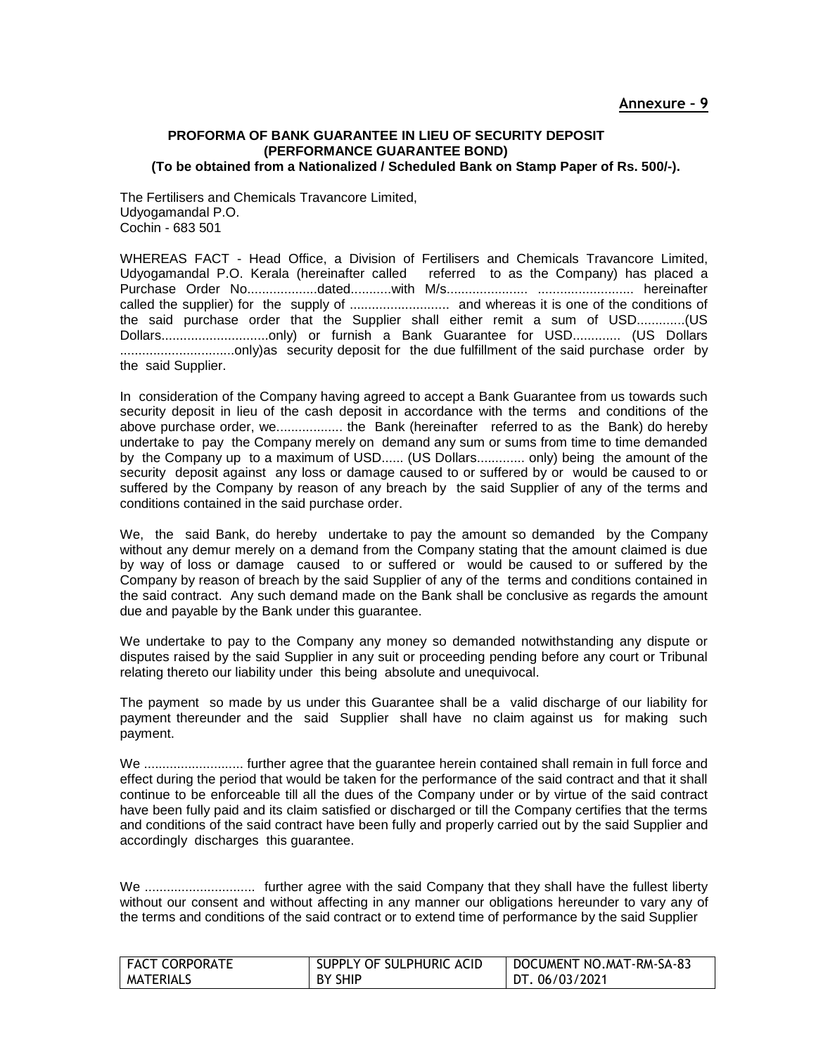**Annexure - 9**

**PROFORMA OF BANK GUARANTEE IN LIEU OF SECURITY DEPOSIT (PERFORMANCE GUARANTEE BOND)**
**(To be obtained from a Nationalized / Scheduled Bank on Stamp Paper of Rs. 500/-).**

The Fertilisers and Chemicals Travancore Limited,
Udyogamandal P.O.
Cochin - 683 501

WHEREAS FACT - Head Office, a Division of Fertilisers and Chemicals Travancore Limited, Udyogamandal P.O. Kerala (hereinafter called referred to as the Company) has placed a Purchase Order No...................dated...........with M/s..................... .......................... hereinafter called the supplier) for the supply of ........................... and whereas it is one of the conditions of the said purchase order that the Supplier shall either remit a sum of USD.............(US Dollars.............................only) or furnish a Bank Guarantee for USD............. (US Dollars ...............................only)as security deposit for the due fulfillment of the said purchase order by the said Supplier.

In consideration of the Company having agreed to accept a Bank Guarantee from us towards such security deposit in lieu of the cash deposit in accordance with the terms and conditions of the above purchase order, we.................. the Bank (hereinafter referred to as the Bank) do hereby undertake to pay the Company merely on demand any sum or sums from time to time demanded by the Company up to a maximum of USD...... (US Dollars............. only) being the amount of the security deposit against any loss or damage caused to or suffered by or would be caused to or suffered by the Company by reason of any breach by the said Supplier of any of the terms and conditions contained in the said purchase order.

We, the said Bank, do hereby undertake to pay the amount so demanded by the Company without any demur merely on a demand from the Company stating that the amount claimed is due by way of loss or damage caused to or suffered or would be caused to or suffered by the Company by reason of breach by the said Supplier of any of the terms and conditions contained in the said contract. Any such demand made on the Bank shall be conclusive as regards the amount due and payable by the Bank under this guarantee.

We undertake to pay to the Company any money so demanded notwithstanding any dispute or disputes raised by the said Supplier in any suit or proceeding pending before any court or Tribunal relating thereto our liability under this being absolute and unequivocal.

The payment so made by us under this Guarantee shall be a valid discharge of our liability for payment thereunder and the said Supplier shall have no claim against us for making such payment.

We ........................... further agree that the guarantee herein contained shall remain in full force and effect during the period that would be taken for the performance of the said contract and that it shall continue to be enforceable till all the dues of the Company under or by virtue of the said contract have been fully paid and its claim satisfied or discharged or till the Company certifies that the terms and conditions of the said contract have been fully and properly carried out by the said Supplier and accordingly discharges this guarantee.

We .............................. further agree with the said Company that they shall have the fullest liberty without our consent and without affecting in any manner our obligations hereunder to vary any of the terms and conditions of the said contract or to extend time of performance by the said Supplier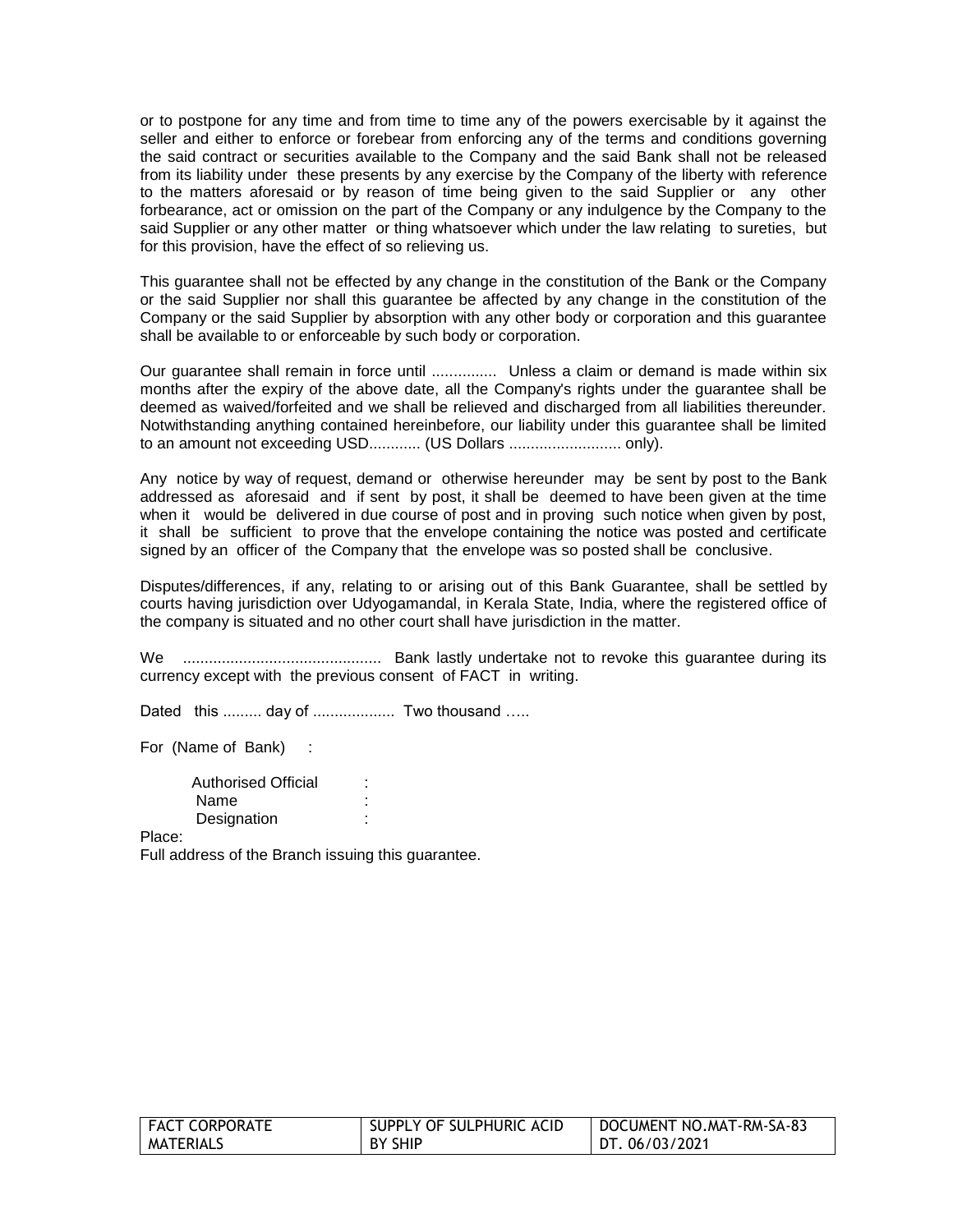or to postpone for any time and from time to time any of the powers exercisable by it against the seller and either to enforce or forebear from enforcing any of the terms and conditions governing the said contract or securities available to the Company and the said Bank shall not be released from its liability under these presents by any exercise by the Company of the liberty with reference to the matters aforesaid or by reason of time being given to the said Supplier or any other forbearance, act or omission on the part of the Company or any indulgence by the Company to the said Supplier or any other matter or thing whatsoever which under the law relating to sureties, but for this provision, have the effect of so relieving us.

This guarantee shall not be effected by any change in the constitution of the Bank or the Company or the said Supplier nor shall this guarantee be affected by any change in the constitution of the Company or the said Supplier by absorption with any other body or corporation and this guarantee shall be available to or enforceable by such body or corporation.

Our guarantee shall remain in force until ............... Unless a claim or demand is made within six months after the expiry of the above date, all the Company's rights under the guarantee shall be deemed as waived/forfeited and we shall be relieved and discharged from all liabilities thereunder. Notwithstanding anything contained hereinbefore, our liability under this guarantee shall be limited to an amount not exceeding USD............ (US Dollars .......................... only).

Any notice by way of request, demand or otherwise hereunder may be sent by post to the Bank addressed as aforesaid and if sent by post, it shall be deemed to have been given at the time when it would be delivered in due course of post and in proving such notice when given by post, it shall be sufficient to prove that the envelope containing the notice was posted and certificate signed by an officer of the Company that the envelope was so posted shall be conclusive.

Disputes/differences, if any, relating to or arising out of this Bank Guarantee, shall be settled by courts having jurisdiction over Udyogamandal, in Kerala State, India, where the registered office of the company is situated and no other court shall have jurisdiction in the matter.

We .............................................. Bank lastly undertake not to revoke this guarantee during its currency except with the previous consent of FACT in writing.

Dated this ......... day of .................. Two thousand …..

For (Name of Bank) :

Authorised Official :
Name :
Designation :

Place:

Full address of the Branch issuing this guarantee.

| | | |
|---|---|---|
| FACT CORPORATE MATERIALS | SUPPLY OF SULPHURIC ACID BY SHIP | DOCUMENT NO.MAT-RM-SA-83 DT. 06/03/2021 |